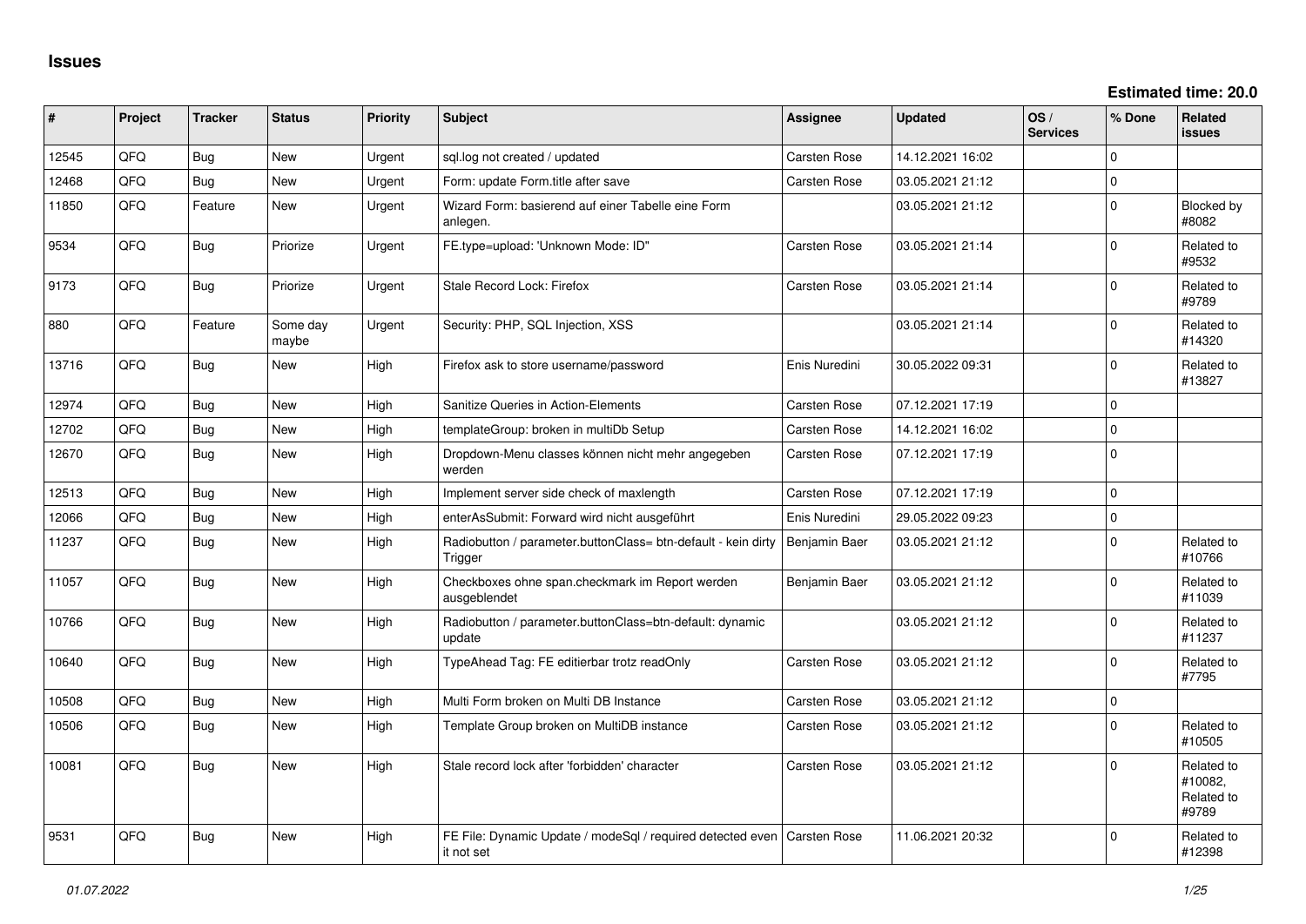# Issues

**Estimated time: 20.0**

| # | Project | Tracker | Status | Priority | Subject | Assignee | Updated | OS / Services | % Done | Related issues |
|---|---|---|---|---|---|---|---|---|---|---|
| 12545 | QFQ | Bug | New | Urgent | sql.log not created / updated | Carsten Rose | 14.12.2021 16:02 | | 0 | |
| 12468 | QFQ | Bug | New | Urgent | Form: update Form.title after save | Carsten Rose | 03.05.2021 21:12 | | 0 | |
| 11850 | QFQ | Feature | New | Urgent | Wizard Form: basierend auf einer Tabelle eine Form anlegen. | | 03.05.2021 21:12 | | 0 | Blocked by #8082 |
| 9534 | QFQ | Bug | Priorize | Urgent | FE.type=upload: 'Unknown Mode: ID" | Carsten Rose | 03.05.2021 21:14 | | 0 | Related to #9532 |
| 9173 | QFQ | Bug | Priorize | Urgent | Stale Record Lock: Firefox | Carsten Rose | 03.05.2021 21:14 | | 0 | Related to #9789 |
| 880 | QFQ | Feature | Some day maybe | Urgent | Security: PHP, SQL Injection, XSS | | 03.05.2021 21:14 | | 0 | Related to #14320 |
| 13716 | QFQ | Bug | New | High | Firefox ask to store username/password | Enis Nuredini | 30.05.2022 09:31 | | 0 | Related to #13827 |
| 12974 | QFQ | Bug | New | High | Sanitize Queries in Action-Elements | Carsten Rose | 07.12.2021 17:19 | | 0 | |
| 12702 | QFQ | Bug | New | High | templateGroup: broken in multiDb Setup | Carsten Rose | 14.12.2021 16:02 | | 0 | |
| 12670 | QFQ | Bug | New | High | Dropdown-Menu classes können nicht mehr angegeben werden | Carsten Rose | 07.12.2021 17:19 | | 0 | |
| 12513 | QFQ | Bug | New | High | Implement server side check of maxlength | Carsten Rose | 07.12.2021 17:19 | | 0 | |
| 12066 | QFQ | Bug | New | High | enterAsSubmit: Forward wird nicht ausgeführt | Enis Nuredini | 29.05.2022 09:23 | | 0 | |
| 11237 | QFQ | Bug | New | High | Radiobutton / parameter.buttonClass= btn-default - kein dirty Trigger | Benjamin Baer | 03.05.2021 21:12 | | 0 | Related to #10766 |
| 11057 | QFQ | Bug | New | High | Checkboxes ohne span.checkmark im Report werden ausgeblendet | Benjamin Baer | 03.05.2021 21:12 | | 0 | Related to #11039 |
| 10766 | QFQ | Bug | New | High | Radiobutton / parameter.buttonClass=btn-default: dynamic update | | 03.05.2021 21:12 | | 0 | Related to #11237 |
| 10640 | QFQ | Bug | New | High | TypeAhead Tag: FE editierbar trotz readOnly | Carsten Rose | 03.05.2021 21:12 | | 0 | Related to #7795 |
| 10508 | QFQ | Bug | New | High | Multi Form broken on Multi DB Instance | Carsten Rose | 03.05.2021 21:12 | | 0 | |
| 10506 | QFQ | Bug | New | High | Template Group broken on MultiDB instance | Carsten Rose | 03.05.2021 21:12 | | 0 | Related to #10505 |
| 10081 | QFQ | Bug | New | High | Stale record lock after 'forbidden' character | Carsten Rose | 03.05.2021 21:12 | | 0 | Related to #10082, Related to #9789 |
| 9531 | QFQ | Bug | New | High | FE File: Dynamic Update / modeSql / required detected even it not set | Carsten Rose | 11.06.2021 20:32 | | 0 | Related to #12398 |

*01.07.2022*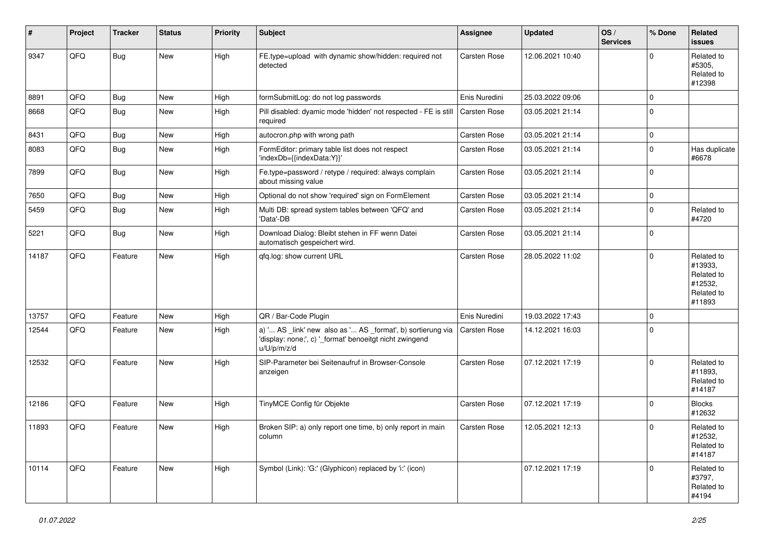| # | Project | Tracker | Status | Priority | Subject | Assignee | Updated | OS / Services | % Done | Related issues |
|---|---|---|---|---|---|---|---|---|---|---|
| 9347 | QFQ | Bug | New | High | FE.type=upload with dynamic show/hidden: required not detected | Carsten Rose | 12.06.2021 10:40 | | 0 | Related to #5305, Related to #12398 |
| 8891 | QFQ | Bug | New | High | formSubmitLog: do not log passwords | Enis Nuredini | 25.03.2022 09:06 | | 0 | |
| 8668 | QFQ | Bug | New | High | Pill disabled: dyamic mode 'hidden' not respected - FE is still required | Carsten Rose | 03.05.2021 21:14 | | 0 | |
| 8431 | QFQ | Bug | New | High | autocron.php with wrong path | Carsten Rose | 03.05.2021 21:14 | | 0 | |
| 8083 | QFQ | Bug | New | High | FormEditor: primary table list does not respect 'indexDb={{indexData:Y}}' | Carsten Rose | 03.05.2021 21:14 | | 0 | Has duplicate #6678 |
| 7899 | QFQ | Bug | New | High | Fe.type=password / retype / required: always complain about missing value | Carsten Rose | 03.05.2021 21:14 | | 0 | |
| 7650 | QFQ | Bug | New | High | Optional do not show 'required' sign on FormElement | Carsten Rose | 03.05.2021 21:14 | | 0 | |
| 5459 | QFQ | Bug | New | High | Multi DB: spread system tables between 'QFQ' and 'Data'-DB | Carsten Rose | 03.05.2021 21:14 | | 0 | Related to #4720 |
| 5221 | QFQ | Bug | New | High | Download Dialog: Bleibt stehen in FF wenn Datei automatisch gespeichert wird. | Carsten Rose | 03.05.2021 21:14 | | 0 | |
| 14187 | QFQ | Feature | New | High | qfq.log: show current URL | Carsten Rose | 28.05.2022 11:02 | | 0 | Related to #13933, Related to #12532, Related to #11893 |
| 13757 | QFQ | Feature | New | High | QR / Bar-Code Plugin | Enis Nuredini | 19.03.2022 17:43 | | 0 | |
| 12544 | QFQ | Feature | New | High | a) '... AS _link' new also as '... AS _format', b) sortierung via 'display: none;', c) '_format' benoeitgt nicht zwingend u/U/p/m/z/d | Carsten Rose | 14.12.2021 16:03 | | 0 | |
| 12532 | QFQ | Feature | New | High | SIP-Parameter bei Seitenaufruf in Browser-Console anzeigen | Carsten Rose | 07.12.2021 17:19 | | 0 | Related to #11893, Related to #14187 |
| 12186 | QFQ | Feature | New | High | TinyMCE Config für Objekte | Carsten Rose | 07.12.2021 17:19 | | 0 | Blocks #12632 |
| 11893 | QFQ | Feature | New | High | Broken SIP: a) only report one time, b) only report in main column | Carsten Rose | 12.05.2021 12:13 | | 0 | Related to #12532, Related to #14187 |
| 10114 | QFQ | Feature | New | High | Symbol (Link): 'G:' (Glyphicon) replaced by 'i:' (icon) | | 07.12.2021 17:19 | | 0 | Related to #3797, Related to #4194 |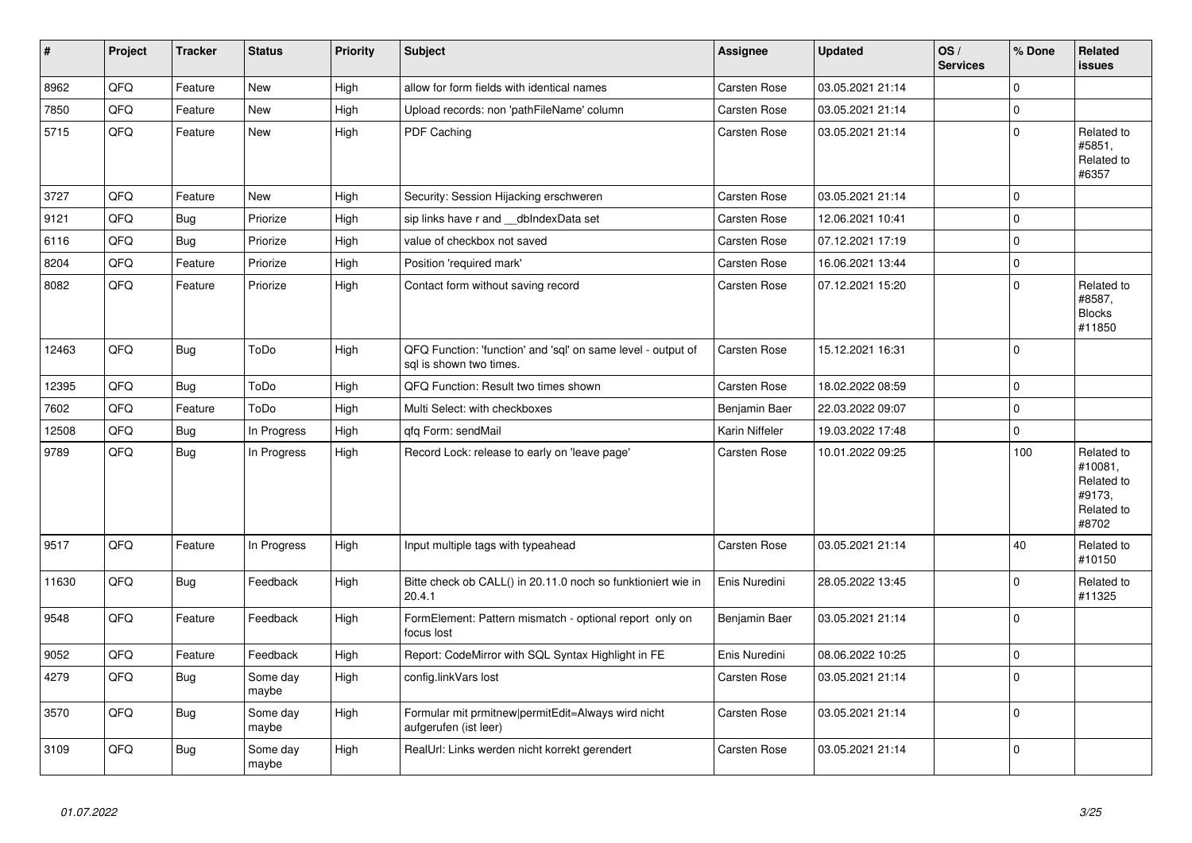| # | Project | Tracker | Status | Priority | Subject | Assignee | Updated | OS / Services | % Done | Related issues |
|---|---|---|---|---|---|---|---|---|---|---|
| 8962 | QFQ | Feature | New | High | allow for form fields with identical names | Carsten Rose | 03.05.2021 21:14 | | 0 | |
| 7850 | QFQ | Feature | New | High | Upload records: non 'pathFileName' column | Carsten Rose | 03.05.2021 21:14 | | 0 | |
| 5715 | QFQ | Feature | New | High | PDF Caching | Carsten Rose | 03.05.2021 21:14 | | 0 | Related to #5851, Related to #6357 |
| 3727 | QFQ | Feature | New | High | Security: Session Hijacking erschweren | Carsten Rose | 03.05.2021 21:14 | | 0 | |
| 9121 | QFQ | Bug | Priorize | High | sip links have r and __dbIndexData set | Carsten Rose | 12.06.2021 10:41 | | 0 | |
| 6116 | QFQ | Bug | Priorize | High | value of checkbox not saved | Carsten Rose | 07.12.2021 17:19 | | 0 | |
| 8204 | QFQ | Feature | Priorize | High | Position 'required mark' | Carsten Rose | 16.06.2021 13:44 | | 0 | |
| 8082 | QFQ | Feature | Priorize | High | Contact form without saving record | Carsten Rose | 07.12.2021 15:20 | | 0 | Related to #8587, Blocks #11850 |
| 12463 | QFQ | Bug | ToDo | High | QFQ Function: 'function' and 'sql' on same level - output of sql is shown two times. | Carsten Rose | 15.12.2021 16:31 | | 0 | |
| 12395 | QFQ | Bug | ToDo | High | QFQ Function: Result two times shown | Carsten Rose | 18.02.2022 08:59 | | 0 | |
| 7602 | QFQ | Feature | ToDo | High | Multi Select: with checkboxes | Benjamin Baer | 22.03.2022 09:07 | | 0 | |
| 12508 | QFQ | Bug | In Progress | High | qfq Form: sendMail | Karin Niffeler | 19.03.2022 17:48 | | 0 | |
| 9789 | QFQ | Bug | In Progress | High | Record Lock: release to early on 'leave page' | Carsten Rose | 10.01.2022 09:25 | | 100 | Related to #10081, Related to #9173, Related to #8702 |
| 9517 | QFQ | Feature | In Progress | High | Input multiple tags with typeahead | Carsten Rose | 03.05.2021 21:14 | | 40 | Related to #10150 |
| 11630 | QFQ | Bug | Feedback | High | Bitte check ob CALL() in 20.11.0 noch so funktioniert wie in 20.4.1 | Enis Nuredini | 28.05.2022 13:45 | | 0 | Related to #11325 |
| 9548 | QFQ | Feature | Feedback | High | FormElement: Pattern mismatch - optional report only on focus lost | Benjamin Baer | 03.05.2021 21:14 | | 0 | |
| 9052 | QFQ | Feature | Feedback | High | Report: CodeMirror with SQL Syntax Highlight in FE | Enis Nuredini | 08.06.2022 10:25 | | 0 | |
| 4279 | QFQ | Bug | Some day maybe | High | config.linkVars lost | Carsten Rose | 03.05.2021 21:14 | | 0 | |
| 3570 | QFQ | Bug | Some day maybe | High | Formular mit prmitnew\|permitEdit=Always wird nicht aufgerufen (ist leer) | Carsten Rose | 03.05.2021 21:14 | | 0 | |
| 3109 | QFQ | Bug | Some day maybe | High | RealUrl: Links werden nicht korrekt gerendert | Carsten Rose | 03.05.2021 21:14 | | 0 | |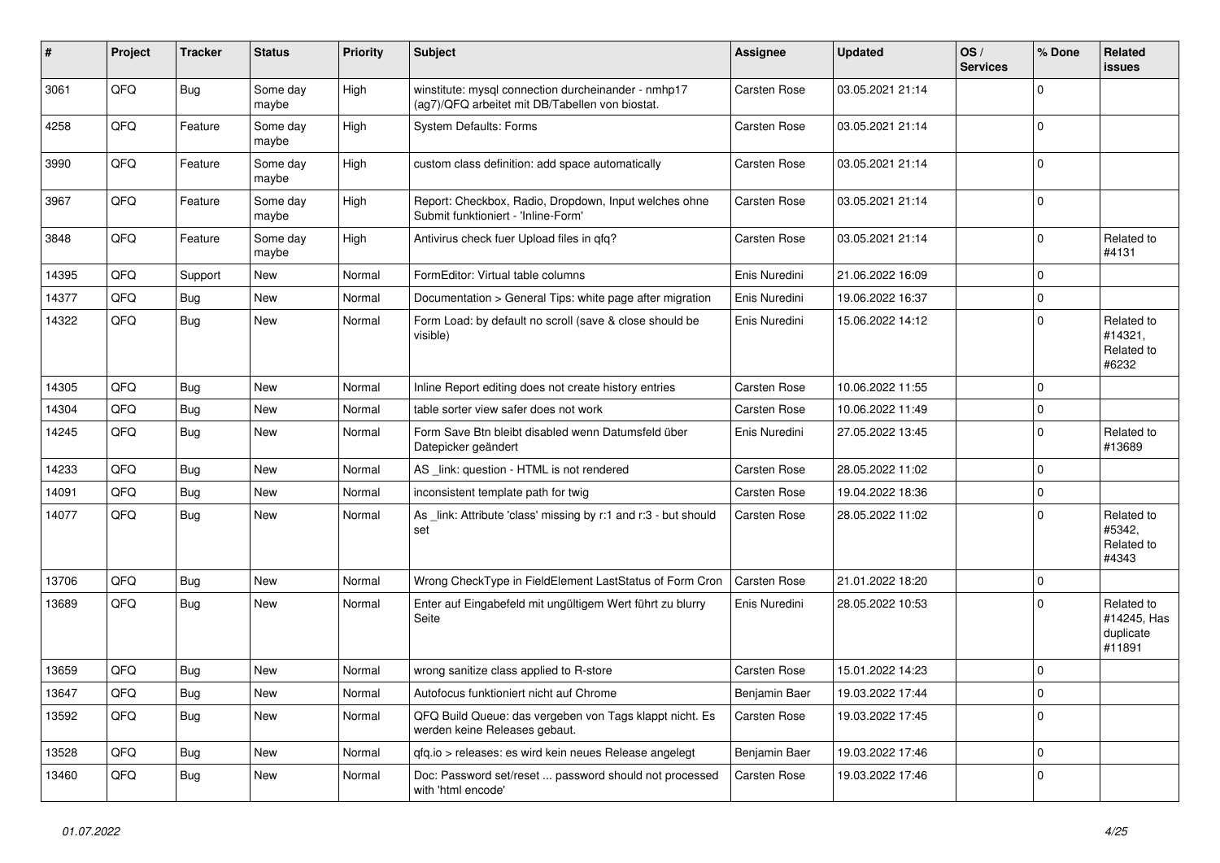| # | Project | Tracker | Status | Priority | Subject | Assignee | Updated | OS / Services | % Done | Related issues |
|---|---|---|---|---|---|---|---|---|---|---|
| 3061 | QFQ | Bug | Some day maybe | High | winstitute: mysql connection durcheinander - nmhp17 (ag7)/QFQ arbeitet mit DB/Tabellen von biostat. | Carsten Rose | 03.05.2021 21:14 | | 0 | |
| 4258 | QFQ | Feature | Some day maybe | High | System Defaults: Forms | Carsten Rose | 03.05.2021 21:14 | | 0 | |
| 3990 | QFQ | Feature | Some day maybe | High | custom class definition: add space automatically | Carsten Rose | 03.05.2021 21:14 | | 0 | |
| 3967 | QFQ | Feature | Some day maybe | High | Report: Checkbox, Radio, Dropdown, Input welches ohne Submit funktioniert - 'Inline-Form' | Carsten Rose | 03.05.2021 21:14 | | 0 | |
| 3848 | QFQ | Feature | Some day maybe | High | Antivirus check fuer Upload files in qfq? | Carsten Rose | 03.05.2021 21:14 | | 0 | Related to #4131 |
| 14395 | QFQ | Support | New | Normal | FormEditor: Virtual table columns | Enis Nuredini | 21.06.2022 16:09 | | 0 | |
| 14377 | QFQ | Bug | New | Normal | Documentation > General Tips: white page after migration | Enis Nuredini | 19.06.2022 16:37 | | 0 | |
| 14322 | QFQ | Bug | New | Normal | Form Load: by default no scroll (save & close should be visible) | Enis Nuredini | 15.06.2022 14:12 | | 0 | Related to #14321, Related to #6232 |
| 14305 | QFQ | Bug | New | Normal | Inline Report editing does not create history entries | Carsten Rose | 10.06.2022 11:55 | | 0 | |
| 14304 | QFQ | Bug | New | Normal | table sorter view safer does not work | Carsten Rose | 10.06.2022 11:49 | | 0 | |
| 14245 | QFQ | Bug | New | Normal | Form Save Btn bleibt disabled wenn Datumsfeld über Datepicker geändert | Enis Nuredini | 27.05.2022 13:45 | | 0 | Related to #13689 |
| 14233 | QFQ | Bug | New | Normal | AS _link: question - HTML is not rendered | Carsten Rose | 28.05.2022 11:02 | | 0 | |
| 14091 | QFQ | Bug | New | Normal | inconsistent template path for twig | Carsten Rose | 19.04.2022 18:36 | | 0 | |
| 14077 | QFQ | Bug | New | Normal | As _link: Attribute 'class' missing by r:1 and r:3 - but should set | Carsten Rose | 28.05.2022 11:02 | | 0 | Related to #5342, Related to #4343 |
| 13706 | QFQ | Bug | New | Normal | Wrong CheckType in FieldElement LastStatus of Form Cron | Carsten Rose | 21.01.2022 18:20 | | 0 | |
| 13689 | QFQ | Bug | New | Normal | Enter auf Eingabefeld mit ungültigem Wert führt zu blurry Seite | Enis Nuredini | 28.05.2022 10:53 | | 0 | Related to #14245, Has duplicate #11891 |
| 13659 | QFQ | Bug | New | Normal | wrong sanitize class applied to R-store | Carsten Rose | 15.01.2022 14:23 | | 0 | |
| 13647 | QFQ | Bug | New | Normal | Autofocus funktioniert nicht auf Chrome | Benjamin Baer | 19.03.2022 17:44 | | 0 | |
| 13592 | QFQ | Bug | New | Normal | QFQ Build Queue: das vergeben von Tags klappt nicht. Es werden keine Releases gebaut. | Carsten Rose | 19.03.2022 17:45 | | 0 | |
| 13528 | QFQ | Bug | New | Normal | qfq.io > releases: es wird kein neues Release angelegt | Benjamin Baer | 19.03.2022 17:46 | | 0 | |
| 13460 | QFQ | Bug | New | Normal | Doc: Password set/reset ... password should not processed with 'html encode' | Carsten Rose | 19.03.2022 17:46 | | 0 | |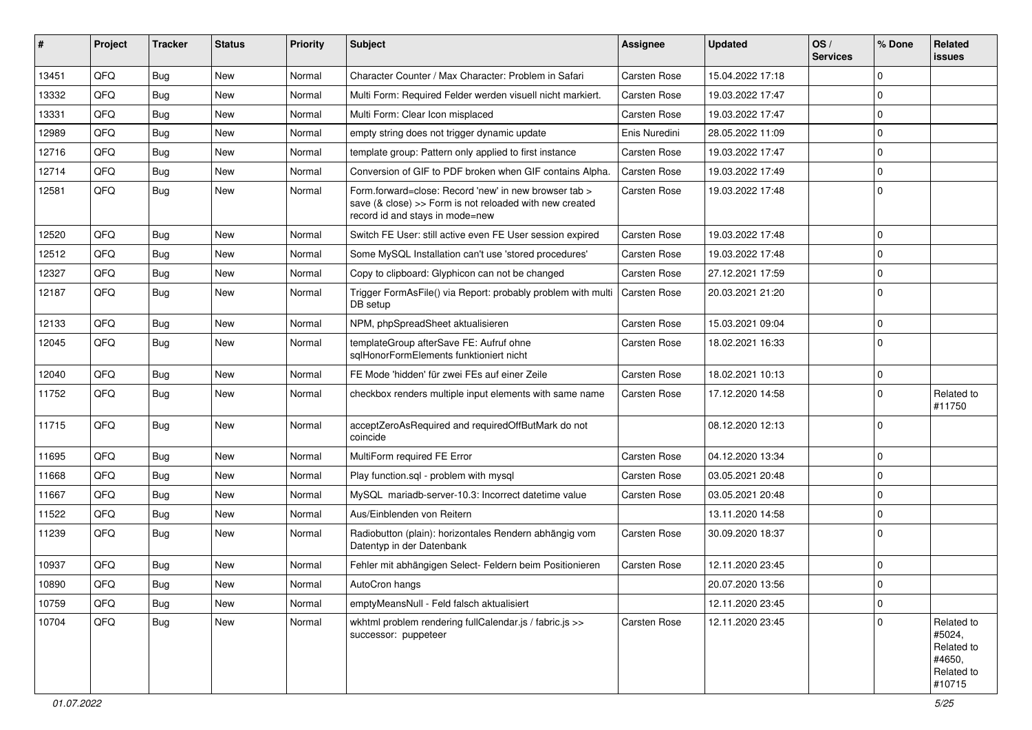| # | Project | Tracker | Status | Priority | Subject | Assignee | Updated | OS / Services | % Done | Related issues |
|---|---|---|---|---|---|---|---|---|---|---|
| 13451 | QFQ | Bug | New | Normal | Character Counter / Max Character: Problem in Safari | Carsten Rose | 15.04.2022 17:18 | | 0 | |
| 13332 | QFQ | Bug | New | Normal | Multi Form: Required Felder werden visuell nicht markiert. | Carsten Rose | 19.03.2022 17:47 | | 0 | |
| 13331 | QFQ | Bug | New | Normal | Multi Form: Clear Icon misplaced | Carsten Rose | 19.03.2022 17:47 | | 0 | |
| 12989 | QFQ | Bug | New | Normal | empty string does not trigger dynamic update | Enis Nuredini | 28.05.2022 11:09 | | 0 | |
| 12716 | QFQ | Bug | New | Normal | template group: Pattern only applied to first instance | Carsten Rose | 19.03.2022 17:47 | | 0 | |
| 12714 | QFQ | Bug | New | Normal | Conversion of GIF to PDF broken when GIF contains Alpha. | Carsten Rose | 19.03.2022 17:49 | | 0 | |
| 12581 | QFQ | Bug | New | Normal | Form.forward=close: Record 'new' in new browser tab > save (& close) >> Form is not reloaded with new created record id and stays in mode=new | Carsten Rose | 19.03.2022 17:48 | | 0 | |
| 12520 | QFQ | Bug | New | Normal | Switch FE User: still active even FE User session expired | Carsten Rose | 19.03.2022 17:48 | | 0 | |
| 12512 | QFQ | Bug | New | Normal | Some MySQL Installation can't use 'stored procedures' | Carsten Rose | 19.03.2022 17:48 | | 0 | |
| 12327 | QFQ | Bug | New | Normal | Copy to clipboard: Glyphicon can not be changed | Carsten Rose | 27.12.2021 17:59 | | 0 | |
| 12187 | QFQ | Bug | New | Normal | Trigger FormAsFile() via Report: probably problem with multi DB setup | Carsten Rose | 20.03.2021 21:20 | | 0 | |
| 12133 | QFQ | Bug | New | Normal | NPM, phpSpreadSheet aktualisieren | Carsten Rose | 15.03.2021 09:04 | | 0 | |
| 12045 | QFQ | Bug | New | Normal | templateGroup afterSave FE: Aufruf ohne sqlHonorFormElements funktioniert nicht | Carsten Rose | 18.02.2021 16:33 | | 0 | |
| 12040 | QFQ | Bug | New | Normal | FE Mode 'hidden' für zwei FEs auf einer Zeile | Carsten Rose | 18.02.2021 10:13 | | 0 | |
| 11752 | QFQ | Bug | New | Normal | checkbox renders multiple input elements with same name | Carsten Rose | 17.12.2020 14:58 | | 0 | Related to #11750 |
| 11715 | QFQ | Bug | New | Normal | acceptZeroAsRequired and requiredOffButMark do not coincide | | 08.12.2020 12:13 | | 0 | |
| 11695 | QFQ | Bug | New | Normal | MultiForm required FE Error | Carsten Rose | 04.12.2020 13:34 | | 0 | |
| 11668 | QFQ | Bug | New | Normal | Play function.sql - problem with mysql | Carsten Rose | 03.05.2021 20:48 | | 0 | |
| 11667 | QFQ | Bug | New | Normal | MySQL mariadb-server-10.3: Incorrect datetime value | Carsten Rose | 03.05.2021 20:48 | | 0 | |
| 11522 | QFQ | Bug | New | Normal | Aus/Einblenden von Reitern | | 13.11.2020 14:58 | | 0 | |
| 11239 | QFQ | Bug | New | Normal | Radiobutton (plain): horizontales Rendern abhängig vom Datentyp in der Datenbank | Carsten Rose | 30.09.2020 18:37 | | 0 | |
| 10937 | QFQ | Bug | New | Normal | Fehler mit abhängigen Select- Feldern beim Positionieren | Carsten Rose | 12.11.2020 23:45 | | 0 | |
| 10890 | QFQ | Bug | New | Normal | AutoCron hangs | | 20.07.2020 13:56 | | 0 | |
| 10759 | QFQ | Bug | New | Normal | emptyMeansNull - Feld falsch aktualisiert | | 12.11.2020 23:45 | | 0 | |
| 10704 | QFQ | Bug | New | Normal | wkhtml problem rendering fullCalendar.js / fabric.js >> successor: puppeteer | Carsten Rose | 12.11.2020 23:45 | | 0 | Related to #5024, Related to #4650, Related to #10715 |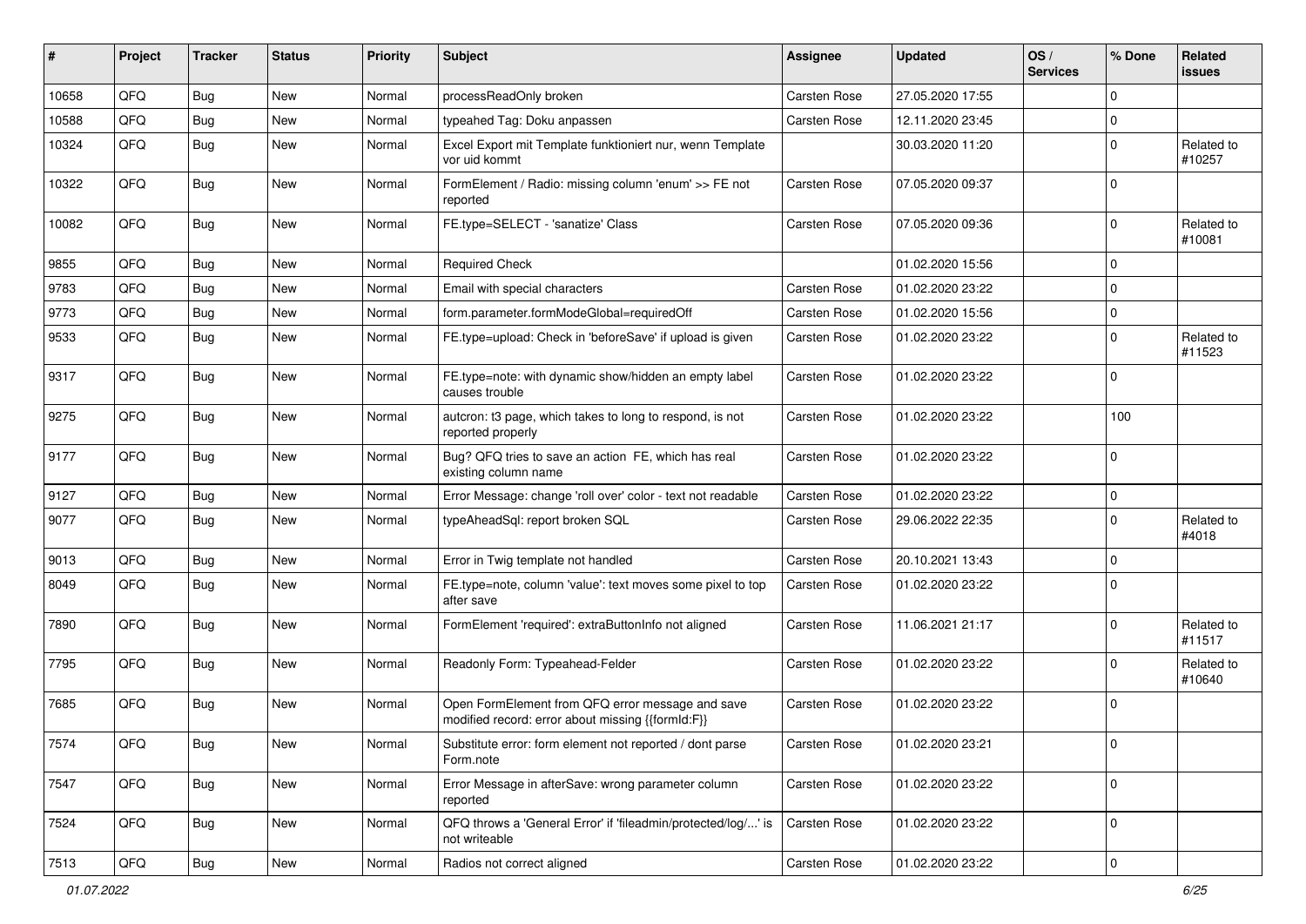| # | Project | Tracker | Status | Priority | Subject | Assignee | Updated | OS / Services | % Done | Related issues |
|---|---|---|---|---|---|---|---|---|---|---|
| 10658 | QFQ | Bug | New | Normal | processReadOnly broken | Carsten Rose | 27.05.2020 17:55 | | 0 | |
| 10588 | QFQ | Bug | New | Normal | typeahed Tag: Doku anpassen | Carsten Rose | 12.11.2020 23:45 | | 0 | |
| 10324 | QFQ | Bug | New | Normal | Excel Export mit Template funktioniert nur, wenn Template vor uid kommt | | 30.03.2020 11:20 | | 0 | Related to #10257 |
| 10322 | QFQ | Bug | New | Normal | FormElement / Radio: missing column 'enum' >> FE not reported | Carsten Rose | 07.05.2020 09:37 | | 0 | |
| 10082 | QFQ | Bug | New | Normal | FE.type=SELECT - 'sanatize' Class | Carsten Rose | 07.05.2020 09:36 | | 0 | Related to #10081 |
| 9855 | QFQ | Bug | New | Normal | Required Check | | 01.02.2020 15:56 | | 0 | |
| 9783 | QFQ | Bug | New | Normal | Email with special characters | Carsten Rose | 01.02.2020 23:22 | | 0 | |
| 9773 | QFQ | Bug | New | Normal | form.parameter.formModeGlobal=requiredOff | Carsten Rose | 01.02.2020 15:56 | | 0 | |
| 9533 | QFQ | Bug | New | Normal | FE.type=upload: Check in 'beforeSave' if upload is given | Carsten Rose | 01.02.2020 23:22 | | 0 | Related to #11523 |
| 9317 | QFQ | Bug | New | Normal | FE.type=note: with dynamic show/hidden an empty label causes trouble | Carsten Rose | 01.02.2020 23:22 | | 0 | |
| 9275 | QFQ | Bug | New | Normal | autcron: t3 page, which takes to long to respond, is not reported properly | Carsten Rose | 01.02.2020 23:22 | | 100 | |
| 9177 | QFQ | Bug | New | Normal | Bug? QFQ tries to save an action FE, which has real existing column name | Carsten Rose | 01.02.2020 23:22 | | 0 | |
| 9127 | QFQ | Bug | New | Normal | Error Message: change 'roll over' color - text not readable | Carsten Rose | 01.02.2020 23:22 | | 0 | |
| 9077 | QFQ | Bug | New | Normal | typeAheadSql: report broken SQL | Carsten Rose | 29.06.2022 22:35 | | 0 | Related to #4018 |
| 9013 | QFQ | Bug | New | Normal | Error in Twig template not handled | Carsten Rose | 20.10.2021 13:43 | | 0 | |
| 8049 | QFQ | Bug | New | Normal | FE.type=note, column 'value': text moves some pixel to top after save | Carsten Rose | 01.02.2020 23:22 | | 0 | |
| 7890 | QFQ | Bug | New | Normal | FormElement 'required': extraButtonInfo not aligned | Carsten Rose | 11.06.2021 21:17 | | 0 | Related to #11517 |
| 7795 | QFQ | Bug | New | Normal | Readonly Form: Typeahead-Felder | Carsten Rose | 01.02.2020 23:22 | | 0 | Related to #10640 |
| 7685 | QFQ | Bug | New | Normal | Open FormElement from QFQ error message and save modified record: error about missing {{formId:F}} | Carsten Rose | 01.02.2020 23:22 | | 0 | |
| 7574 | QFQ | Bug | New | Normal | Substitute error: form element not reported / dont parse Form.note | Carsten Rose | 01.02.2020 23:21 | | 0 | |
| 7547 | QFQ | Bug | New | Normal | Error Message in afterSave: wrong parameter column reported | Carsten Rose | 01.02.2020 23:22 | | 0 | |
| 7524 | QFQ | Bug | New | Normal | QFQ throws a 'General Error' if 'fileadmin/protected/log/...' is not writeable | Carsten Rose | 01.02.2020 23:22 | | 0 | |
| 7513 | QFQ | Bug | New | Normal | Radios not correct aligned | Carsten Rose | 01.02.2020 23:22 | | 0 | |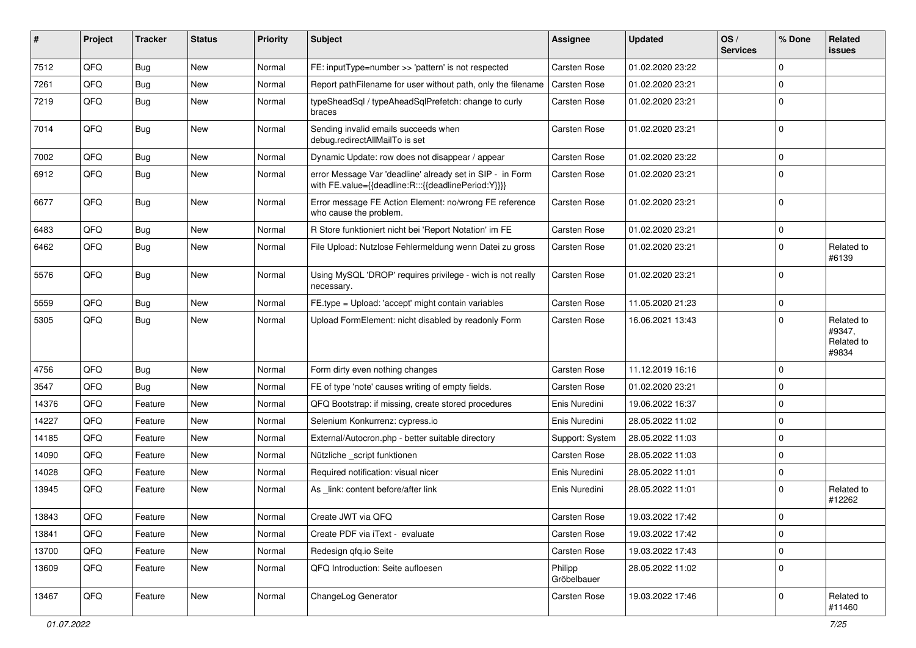| # | Project | Tracker | Status | Priority | Subject | Assignee | Updated | OS / Services | % Done | Related issues |
|---|---|---|---|---|---|---|---|---|---|---|
| 7512 | QFQ | Bug | New | Normal | FE: inputType=number >> 'pattern' is not respected | Carsten Rose | 01.02.2020 23:22 | | 0 | |
| 7261 | QFQ | Bug | New | Normal | Report pathFilename for user without path, only the filename | Carsten Rose | 01.02.2020 23:21 | | 0 | |
| 7219 | QFQ | Bug | New | Normal | typeSheadSql / typeAheadSqlPrefetch: change to curly braces | Carsten Rose | 01.02.2020 23:21 | | 0 | |
| 7014 | QFQ | Bug | New | Normal | Sending invalid emails succeeds when debug.redirectAllMailTo is set | Carsten Rose | 01.02.2020 23:21 | | 0 | |
| 7002 | QFQ | Bug | New | Normal | Dynamic Update: row does not disappear / appear | Carsten Rose | 01.02.2020 23:22 | | 0 | |
| 6912 | QFQ | Bug | New | Normal | error Message Var 'deadline' already set in SIP - in Form with FE.value={{deadline:R:::{{deadlinePeriod:Y}}}} | Carsten Rose | 01.02.2020 23:21 | | 0 | |
| 6677 | QFQ | Bug | New | Normal | Error message FE Action Element: no/wrong FE reference who cause the problem. | Carsten Rose | 01.02.2020 23:21 | | 0 | |
| 6483 | QFQ | Bug | New | Normal | R Store funktioniert nicht bei 'Report Notation' im FE | Carsten Rose | 01.02.2020 23:21 | | 0 | |
| 6462 | QFQ | Bug | New | Normal | File Upload: Nutzlose Fehlermeldung wenn Datei zu gross | Carsten Rose | 01.02.2020 23:21 | | 0 | Related to #6139 |
| 5576 | QFQ | Bug | New | Normal | Using MySQL 'DROP' requires privilege - wich is not really necessary. | Carsten Rose | 01.02.2020 23:21 | | 0 | |
| 5559 | QFQ | Bug | New | Normal | FE.type = Upload: 'accept' might contain variables | Carsten Rose | 11.05.2020 21:23 | | 0 | |
| 5305 | QFQ | Bug | New | Normal | Upload FormElement: nicht disabled by readonly Form | Carsten Rose | 16.06.2021 13:43 | | 0 | Related to #9347, Related to #9834 |
| 4756 | QFQ | Bug | New | Normal | Form dirty even nothing changes | Carsten Rose | 11.12.2019 16:16 | | 0 | |
| 3547 | QFQ | Bug | New | Normal | FE of type 'note' causes writing of empty fields. | Carsten Rose | 01.02.2020 23:21 | | 0 | |
| 14376 | QFQ | Feature | New | Normal | QFQ Bootstrap: if missing, create stored procedures | Enis Nuredini | 19.06.2022 16:37 | | 0 | |
| 14227 | QFQ | Feature | New | Normal | Selenium Konkurrenz: cypress.io | Enis Nuredini | 28.05.2022 11:02 | | 0 | |
| 14185 | QFQ | Feature | New | Normal | External/Autocron.php - better suitable directory | Support: System | 28.05.2022 11:03 | | 0 | |
| 14090 | QFQ | Feature | New | Normal | Nützliche _script funktionen | Carsten Rose | 28.05.2022 11:03 | | 0 | |
| 14028 | QFQ | Feature | New | Normal | Required notification: visual nicer | Enis Nuredini | 28.05.2022 11:01 | | 0 | |
| 13945 | QFQ | Feature | New | Normal | As _link: content before/after link | Enis Nuredini | 28.05.2022 11:01 | | 0 | Related to #12262 |
| 13843 | QFQ | Feature | New | Normal | Create JWT via QFQ | Carsten Rose | 19.03.2022 17:42 | | 0 | |
| 13841 | QFQ | Feature | New | Normal | Create PDF via iText - evaluate | Carsten Rose | 19.03.2022 17:42 | | 0 | |
| 13700 | QFQ | Feature | New | Normal | Redesign qfq.io Seite | Carsten Rose | 19.03.2022 17:43 | | 0 | |
| 13609 | QFQ | Feature | New | Normal | QFQ Introduction: Seite aufloesen | Philipp Gröbelbauer | 28.05.2022 11:02 | | 0 | |
| 13467 | QFQ | Feature | New | Normal | ChangeLog Generator | Carsten Rose | 19.03.2022 17:46 | | 0 | Related to #11460 |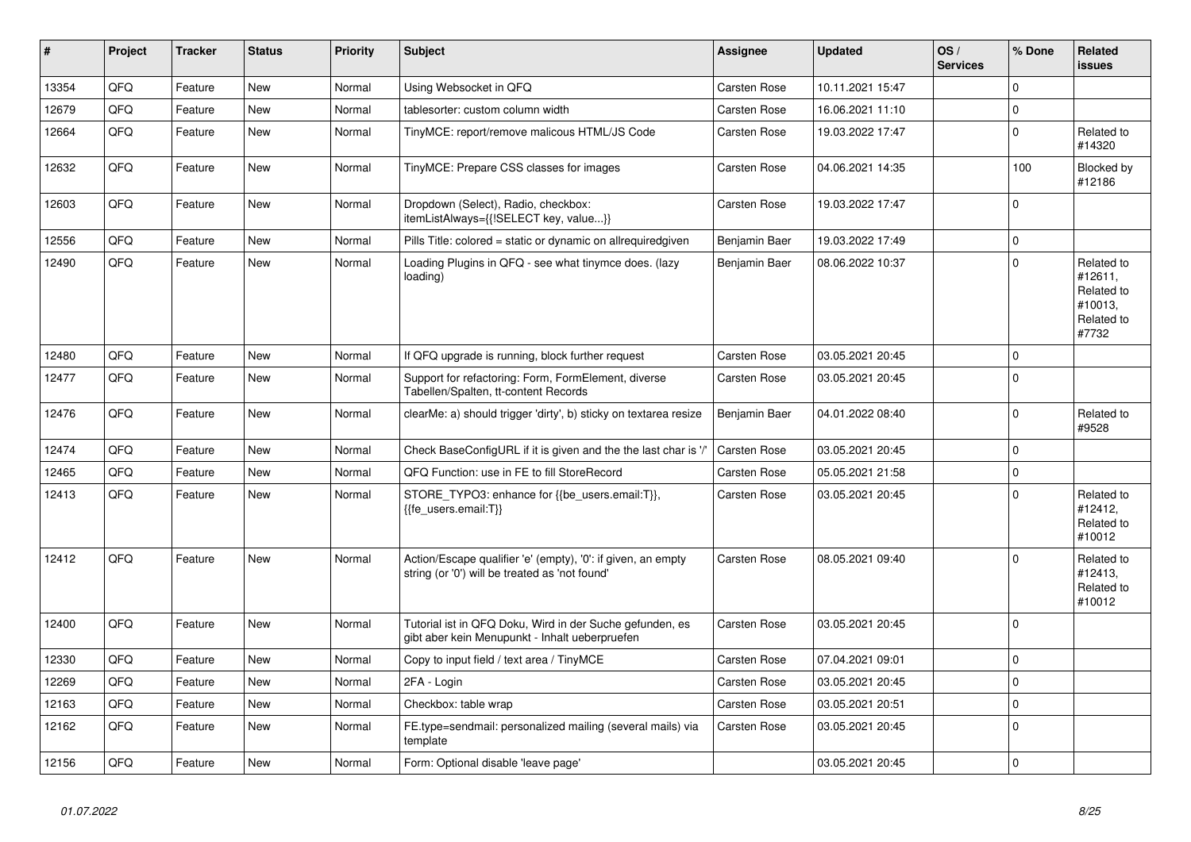| # | Project | Tracker | Status | Priority | Subject | Assignee | Updated | OS / Services | % Done | Related issues |
|---|---|---|---|---|---|---|---|---|---|---|
| 13354 | QFQ | Feature | New | Normal | Using Websocket in QFQ | Carsten Rose | 10.11.2021 15:47 | | 0 | |
| 12679 | QFQ | Feature | New | Normal | tablesorter: custom column width | Carsten Rose | 16.06.2021 11:10 | | 0 | |
| 12664 | QFQ | Feature | New | Normal | TinyMCE: report/remove malicous HTML/JS Code | Carsten Rose | 19.03.2022 17:47 | | 0 | Related to #14320 |
| 12632 | QFQ | Feature | New | Normal | TinyMCE: Prepare CSS classes for images | Carsten Rose | 04.06.2021 14:35 | | 100 | Blocked by #12186 |
| 12603 | QFQ | Feature | New | Normal | Dropdown (Select), Radio, checkbox: itemListAlways={{!SELECT key, value...}} | Carsten Rose | 19.03.2022 17:47 | | 0 | |
| 12556 | QFQ | Feature | New | Normal | Pills Title: colored = static or dynamic on allrequiredgiven | Benjamin Baer | 19.03.2022 17:49 | | 0 | |
| 12490 | QFQ | Feature | New | Normal | Loading Plugins in QFQ - see what tinymce does. (lazy loading) | Benjamin Baer | 08.06.2022 10:37 | | 0 | Related to #12611, Related to #10013, Related to #7732 |
| 12480 | QFQ | Feature | New | Normal | If QFQ upgrade is running, block further request | Carsten Rose | 03.05.2021 20:45 | | 0 | |
| 12477 | QFQ | Feature | New | Normal | Support for refactoring: Form, FormElement, diverse Tabellen/Spalten, tt-content Records | Carsten Rose | 03.05.2021 20:45 | | 0 | |
| 12476 | QFQ | Feature | New | Normal | clearMe: a) should trigger 'dirty', b) sticky on textarea resize | Benjamin Baer | 04.01.2022 08:40 | | 0 | Related to #9528 |
| 12474 | QFQ | Feature | New | Normal | Check BaseConfigURL if it is given and the the last char is '/' | Carsten Rose | 03.05.2021 20:45 | | 0 | |
| 12465 | QFQ | Feature | New | Normal | QFQ Function: use in FE to fill StoreRecord | Carsten Rose | 05.05.2021 21:58 | | 0 | |
| 12413 | QFQ | Feature | New | Normal | STORE_TYPO3: enhance for {{be_users.email:T}}, {{fe_users.email:T}} | Carsten Rose | 03.05.2021 20:45 | | 0 | Related to #12412, Related to #10012 |
| 12412 | QFQ | Feature | New | Normal | Action/Escape qualifier 'e' (empty), '0': if given, an empty string (or '0') will be treated as 'not found' | Carsten Rose | 08.05.2021 09:40 | | 0 | Related to #12413, Related to #10012 |
| 12400 | QFQ | Feature | New | Normal | Tutorial ist in QFQ Doku, Wird in der Suche gefunden, es gibt aber kein Menupunkt - Inhalt ueberpruefen | Carsten Rose | 03.05.2021 20:45 | | 0 | |
| 12330 | QFQ | Feature | New | Normal | Copy to input field / text area / TinyMCE | Carsten Rose | 07.04.2021 09:01 | | 0 | |
| 12269 | QFQ | Feature | New | Normal | 2FA - Login | Carsten Rose | 03.05.2021 20:45 | | 0 | |
| 12163 | QFQ | Feature | New | Normal | Checkbox: table wrap | Carsten Rose | 03.05.2021 20:51 | | 0 | |
| 12162 | QFQ | Feature | New | Normal | FE.type=sendmail: personalized mailing (several mails) via template | Carsten Rose | 03.05.2021 20:45 | | 0 | |
| 12156 | QFQ | Feature | New | Normal | Form: Optional disable 'leave page' | | 03.05.2021 20:45 | | 0 | |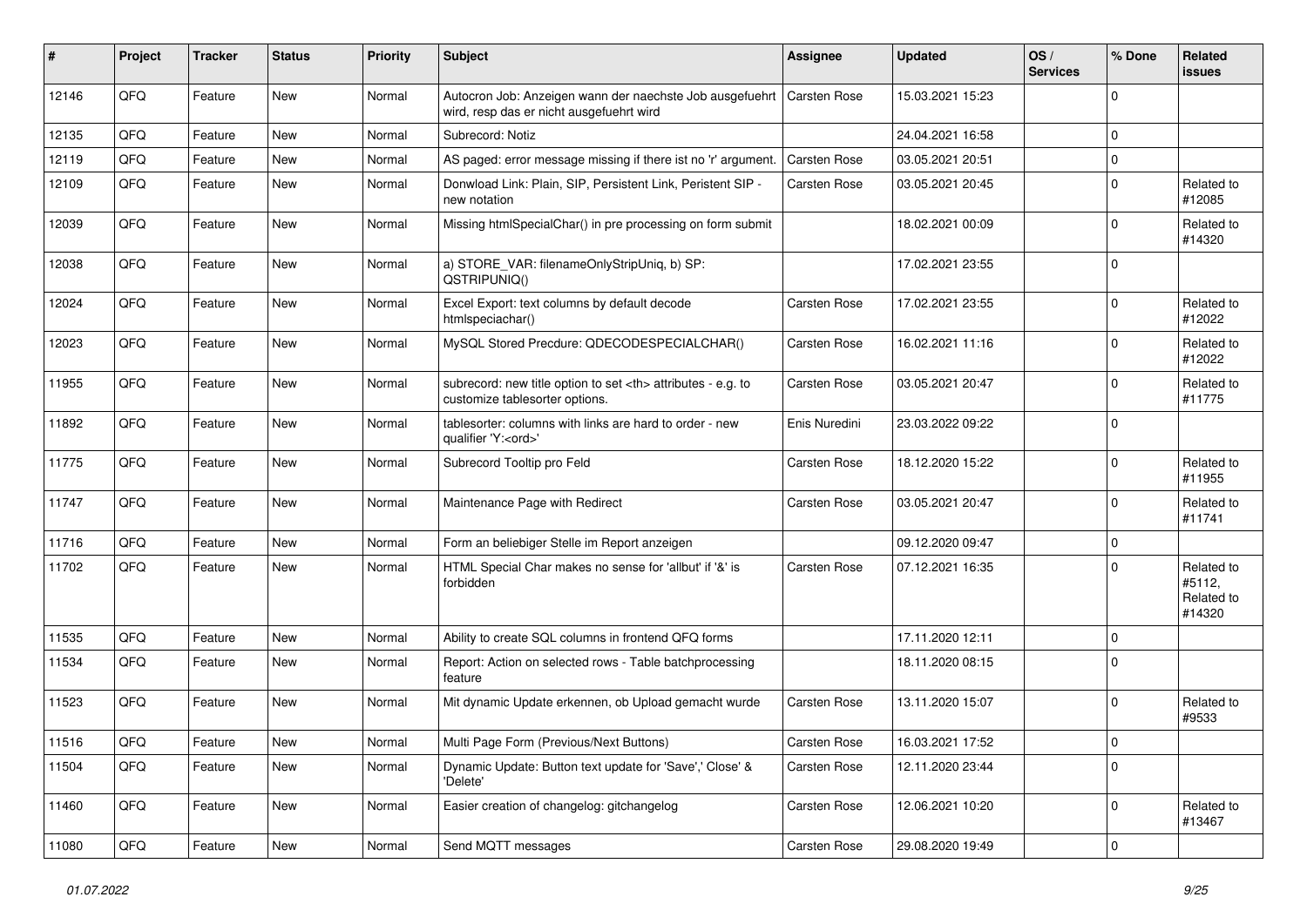| # | Project | Tracker | Status | Priority | Subject | Assignee | Updated | OS / Services | % Done | Related issues |
|---|---|---|---|---|---|---|---|---|---|---|
| 12146 | QFQ | Feature | New | Normal | Autocron Job: Anzeigen wann der naechste Job ausgefuehrt wird, resp das er nicht ausgefuehrt wird | Carsten Rose | 15.03.2021 15:23 | | 0 | |
| 12135 | QFQ | Feature | New | Normal | Subrecord: Notiz | | 24.04.2021 16:58 | | 0 | |
| 12119 | QFQ | Feature | New | Normal | AS paged: error message missing if there ist no 'r' argument. | Carsten Rose | 03.05.2021 20:51 | | 0 | |
| 12109 | QFQ | Feature | New | Normal | Donwload Link: Plain, SIP, Persistent Link, Peristent SIP - new notation | Carsten Rose | 03.05.2021 20:45 | | 0 | Related to #12085 |
| 12039 | QFQ | Feature | New | Normal | Missing htmlSpecialChar() in pre processing on form submit | | 18.02.2021 00:09 | | 0 | Related to #14320 |
| 12038 | QFQ | Feature | New | Normal | a) STORE_VAR: filenameOnlyStripUniq, b) SP: QSTRIPUNIQ() | | 17.02.2021 23:55 | | 0 | |
| 12024 | QFQ | Feature | New | Normal | Excel Export: text columns by default decode htmlspeciachar() | Carsten Rose | 17.02.2021 23:55 | | 0 | Related to #12022 |
| 12023 | QFQ | Feature | New | Normal | MySQL Stored Precdure: QDECODESPECIALCHAR() | Carsten Rose | 16.02.2021 11:16 | | 0 | Related to #12022 |
| 11955 | QFQ | Feature | New | Normal | subrecord: new title option to set <th> attributes - e.g. to customize tablesorter options. | Carsten Rose | 03.05.2021 20:47 | | 0 | Related to #11775 |
| 11892 | QFQ | Feature | New | Normal | tablesorter: columns with links are hard to order - new qualifier 'Y:<ord>' | Enis Nuredini | 23.03.2022 09:22 | | 0 | |
| 11775 | QFQ | Feature | New | Normal | Subrecord Tooltip pro Feld | Carsten Rose | 18.12.2020 15:22 | | 0 | Related to #11955 |
| 11747 | QFQ | Feature | New | Normal | Maintenance Page with Redirect | Carsten Rose | 03.05.2021 20:47 | | 0 | Related to #11741 |
| 11716 | QFQ | Feature | New | Normal | Form an beliebiger Stelle im Report anzeigen | | 09.12.2020 09:47 | | 0 | |
| 11702 | QFQ | Feature | New | Normal | HTML Special Char makes no sense for 'allbut' if '&' is forbidden | Carsten Rose | 07.12.2021 16:35 | | 0 | Related to #5112, Related to #14320 |
| 11535 | QFQ | Feature | New | Normal | Ability to create SQL columns in frontend QFQ forms | | 17.11.2020 12:11 | | 0 | |
| 11534 | QFQ | Feature | New | Normal | Report: Action on selected rows - Table batchprocessing feature | | 18.11.2020 08:15 | | 0 | |
| 11523 | QFQ | Feature | New | Normal | Mit dynamic Update erkennen, ob Upload gemacht wurde | Carsten Rose | 13.11.2020 15:07 | | 0 | Related to #9533 |
| 11516 | QFQ | Feature | New | Normal | Multi Page Form (Previous/Next Buttons) | Carsten Rose | 16.03.2021 17:52 | | 0 | |
| 11504 | QFQ | Feature | New | Normal | Dynamic Update: Button text update for 'Save',' Close' & 'Delete' | Carsten Rose | 12.11.2020 23:44 | | 0 | |
| 11460 | QFQ | Feature | New | Normal | Easier creation of changelog: gitchangelog | Carsten Rose | 12.06.2021 10:20 | | 0 | Related to #13467 |
| 11080 | QFQ | Feature | New | Normal | Send MQTT messages | Carsten Rose | 29.08.2020 19:49 | | 0 | |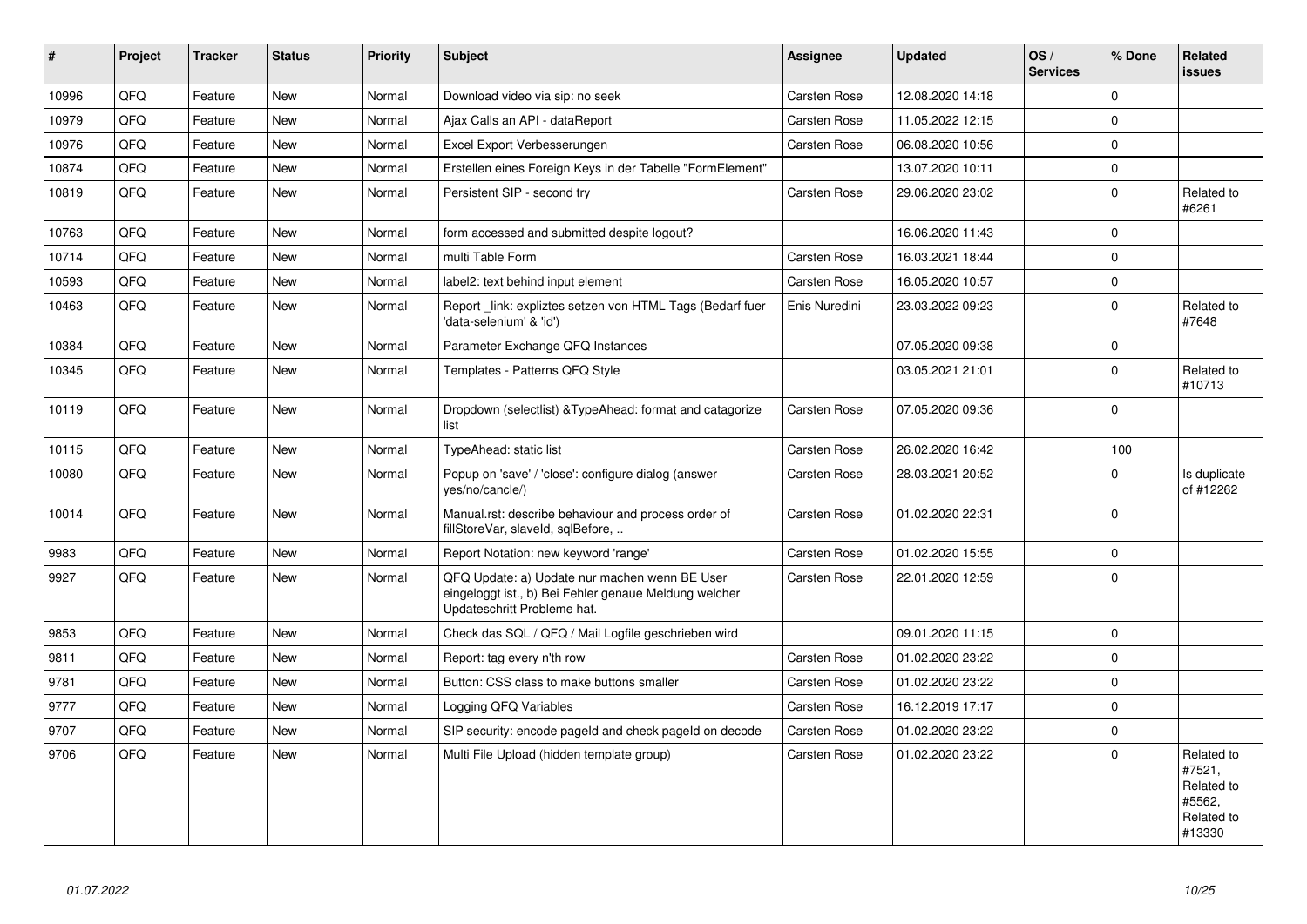| # | Project | Tracker | Status | Priority | Subject | Assignee | Updated | OS / Services | % Done | Related issues |
|---|---|---|---|---|---|---|---|---|---|---|
| 10996 | QFQ | Feature | New | Normal | Download video via sip: no seek | Carsten Rose | 12.08.2020 14:18 | | 0 | |
| 10979 | QFQ | Feature | New | Normal | Ajax Calls an API - dataReport | Carsten Rose | 11.05.2022 12:15 | | 0 | |
| 10976 | QFQ | Feature | New | Normal | Excel Export Verbesserungen | Carsten Rose | 06.08.2020 10:56 | | 0 | |
| 10874 | QFQ | Feature | New | Normal | Erstellen eines Foreign Keys in der Tabelle "FormElement" | | 13.07.2020 10:11 | | 0 | |
| 10819 | QFQ | Feature | New | Normal | Persistent SIP - second try | Carsten Rose | 29.06.2020 23:02 | | 0 | Related to #6261 |
| 10763 | QFQ | Feature | New | Normal | form accessed and submitted despite logout? | | 16.06.2020 11:43 | | 0 | |
| 10714 | QFQ | Feature | New | Normal | multi Table Form | Carsten Rose | 16.03.2021 18:44 | | 0 | |
| 10593 | QFQ | Feature | New | Normal | label2: text behind input element | Carsten Rose | 16.05.2020 10:57 | | 0 | |
| 10463 | QFQ | Feature | New | Normal | Report _link: expliztes setzen von HTML Tags (Bedarf fuer 'data-selenium' & 'id') | Enis Nuredini | 23.03.2022 09:23 | | 0 | Related to #7648 |
| 10384 | QFQ | Feature | New | Normal | Parameter Exchange QFQ Instances | | 07.05.2020 09:38 | | 0 | |
| 10345 | QFQ | Feature | New | Normal | Templates - Patterns QFQ Style | | 03.05.2021 21:01 | | 0 | Related to #10713 |
| 10119 | QFQ | Feature | New | Normal | Dropdown (selectlist) &TypeAhead: format and catagorize list | Carsten Rose | 07.05.2020 09:36 | | 0 | |
| 10115 | QFQ | Feature | New | Normal | TypeAhead: static list | Carsten Rose | 26.02.2020 16:42 | | 100 | |
| 10080 | QFQ | Feature | New | Normal | Popup on 'save' / 'close': configure dialog (answer yes/no/cancle/) | Carsten Rose | 28.03.2021 20:52 | | 0 | Is duplicate of #12262 |
| 10014 | QFQ | Feature | New | Normal | Manual.rst: describe behaviour and process order of fillStoreVar, slaveId, sqlBefore, .. | Carsten Rose | 01.02.2020 22:31 | | 0 | |
| 9983 | QFQ | Feature | New | Normal | Report Notation: new keyword 'range' | Carsten Rose | 01.02.2020 15:55 | | 0 | |
| 9927 | QFQ | Feature | New | Normal | QFQ Update: a) Update nur machen wenn BE User eingeloggt ist., b) Bei Fehler genaue Meldung welcher Updateschritt Probleme hat. | Carsten Rose | 22.01.2020 12:59 | | 0 | |
| 9853 | QFQ | Feature | New | Normal | Check das SQL / QFQ / Mail Logfile geschrieben wird | | 09.01.2020 11:15 | | 0 | |
| 9811 | QFQ | Feature | New | Normal | Report: tag every n'th row | Carsten Rose | 01.02.2020 23:22 | | 0 | |
| 9781 | QFQ | Feature | New | Normal | Button: CSS class to make buttons smaller | Carsten Rose | 01.02.2020 23:22 | | 0 | |
| 9777 | QFQ | Feature | New | Normal | Logging QFQ Variables | Carsten Rose | 16.12.2019 17:17 | | 0 | |
| 9707 | QFQ | Feature | New | Normal | SIP security: encode pageId and check pageId on decode | Carsten Rose | 01.02.2020 23:22 | | 0 | |
| 9706 | QFQ | Feature | New | Normal | Multi File Upload (hidden template group) | Carsten Rose | 01.02.2020 23:22 | | 0 | Related to #7521, Related to #5562, Related to #13330 |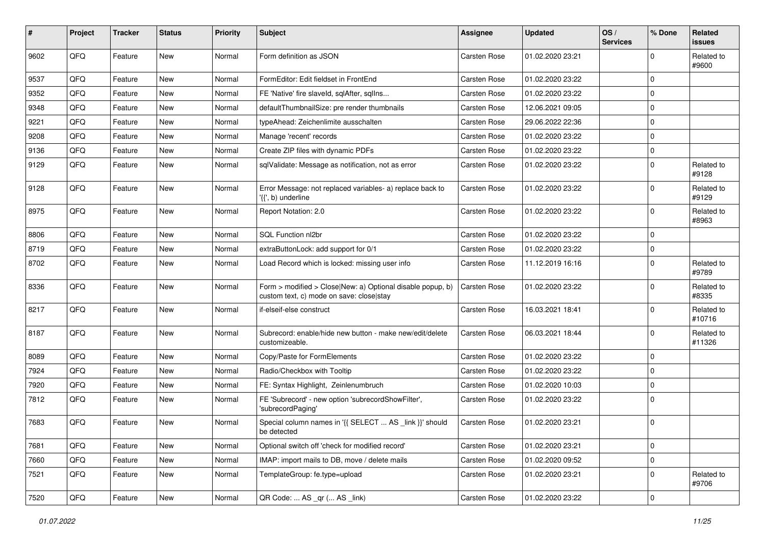| # | Project | Tracker | Status | Priority | Subject | Assignee | Updated | OS / Services | % Done | Related issues |
|---|---|---|---|---|---|---|---|---|---|---|
| 9602 | QFQ | Feature | New | Normal | Form definition as JSON | Carsten Rose | 01.02.2020 23:21 | | 0 | Related to #9600 |
| 9537 | QFQ | Feature | New | Normal | FormEditor: Edit fieldset in FrontEnd | Carsten Rose | 01.02.2020 23:22 | | 0 | |
| 9352 | QFQ | Feature | New | Normal | FE 'Native' fire slaveId, sqlAfter, sqlIns... | Carsten Rose | 01.02.2020 23:22 | | 0 | |
| 9348 | QFQ | Feature | New | Normal | defaultThumbnailSize: pre render thumbnails | Carsten Rose | 12.06.2021 09:05 | | 0 | |
| 9221 | QFQ | Feature | New | Normal | typeAhead: Zeichenlimite ausschalten | Carsten Rose | 29.06.2022 22:36 | | 0 | |
| 9208 | QFQ | Feature | New | Normal | Manage 'recent' records | Carsten Rose | 01.02.2020 23:22 | | 0 | |
| 9136 | QFQ | Feature | New | Normal | Create ZIP files with dynamic PDFs | Carsten Rose | 01.02.2020 23:22 | | 0 | |
| 9129 | QFQ | Feature | New | Normal | sqlValidate: Message as notification, not as error | Carsten Rose | 01.02.2020 23:22 | | 0 | Related to #9128 |
| 9128 | QFQ | Feature | New | Normal | Error Message: not replaced variables- a) replace back to '{{', b) underline | Carsten Rose | 01.02.2020 23:22 | | 0 | Related to #9129 |
| 8975 | QFQ | Feature | New | Normal | Report Notation: 2.0 | Carsten Rose | 01.02.2020 23:22 | | 0 | Related to #8963 |
| 8806 | QFQ | Feature | New | Normal | SQL Function nl2br | Carsten Rose | 01.02.2020 23:22 | | 0 | |
| 8719 | QFQ | Feature | New | Normal | extraButtonLock: add support for 0/1 | Carsten Rose | 01.02.2020 23:22 | | 0 | |
| 8702 | QFQ | Feature | New | Normal | Load Record which is locked: missing user info | Carsten Rose | 11.12.2019 16:16 | | 0 | Related to #9789 |
| 8336 | QFQ | Feature | New | Normal | Form > modified > Close\|New: a) Optional disable popup, b) custom text, c) mode on save: close\|stay | Carsten Rose | 01.02.2020 23:22 | | 0 | Related to #8335 |
| 8217 | QFQ | Feature | New | Normal | if-elseif-else construct | Carsten Rose | 16.03.2021 18:41 | | 0 | Related to #10716 |
| 8187 | QFQ | Feature | New | Normal | Subrecord: enable/hide new button - make new/edit/delete customizeable. | Carsten Rose | 06.03.2021 18:44 | | 0 | Related to #11326 |
| 8089 | QFQ | Feature | New | Normal | Copy/Paste for FormElements | Carsten Rose | 01.02.2020 23:22 | | 0 | |
| 7924 | QFQ | Feature | New | Normal | Radio/Checkbox with Tooltip | Carsten Rose | 01.02.2020 23:22 | | 0 | |
| 7920 | QFQ | Feature | New | Normal | FE: Syntax Highlight, Zeilenumbruch | Carsten Rose | 01.02.2020 10:03 | | 0 | |
| 7812 | QFQ | Feature | New | Normal | FE 'Subrecord' - new option 'subrecordShowFilter', 'subrecordPaging' | Carsten Rose | 01.02.2020 23:22 | | 0 | |
| 7683 | QFQ | Feature | New | Normal | Special column names in '{{ SELECT ... AS _link }}' should be detected | Carsten Rose | 01.02.2020 23:21 | | 0 | |
| 7681 | QFQ | Feature | New | Normal | Optional switch off 'check for modified record' | Carsten Rose | 01.02.2020 23:21 | | 0 | |
| 7660 | QFQ | Feature | New | Normal | IMAP: import mails to DB, move / delete mails | Carsten Rose | 01.02.2020 09:52 | | 0 | |
| 7521 | QFQ | Feature | New | Normal | TemplateGroup: fe.type=upload | Carsten Rose | 01.02.2020 23:21 | | 0 | Related to #9706 |
| 7520 | QFQ | Feature | New | Normal | QR Code: ... AS _qr (... AS _link) | Carsten Rose | 01.02.2020 23:22 | | 0 | |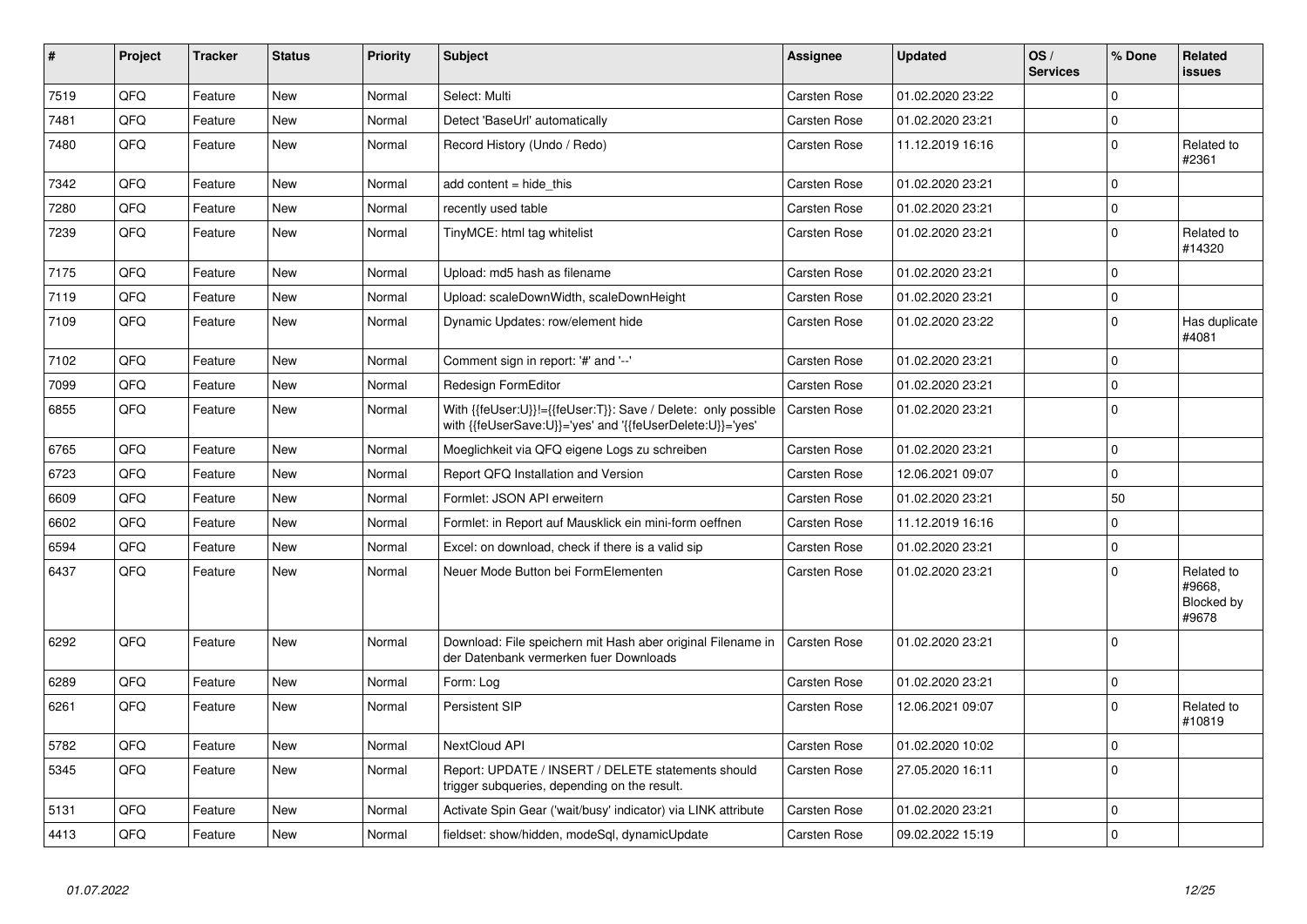| # | Project | Tracker | Status | Priority | Subject | Assignee | Updated | OS / Services | % Done | Related issues |
|---|---|---|---|---|---|---|---|---|---|---|
| 7519 | QFQ | Feature | New | Normal | Select: Multi | Carsten Rose | 01.02.2020 23:22 | | 0 | |
| 7481 | QFQ | Feature | New | Normal | Detect 'BaseUrl' automatically | Carsten Rose | 01.02.2020 23:21 | | 0 | |
| 7480 | QFQ | Feature | New | Normal | Record History (Undo / Redo) | Carsten Rose | 11.12.2019 16:16 | | 0 | Related to #2361 |
| 7342 | QFQ | Feature | New | Normal | add content = hide_this | Carsten Rose | 01.02.2020 23:21 | | 0 | |
| 7280 | QFQ | Feature | New | Normal | recently used table | Carsten Rose | 01.02.2020 23:21 | | 0 | |
| 7239 | QFQ | Feature | New | Normal | TinyMCE: html tag whitelist | Carsten Rose | 01.02.2020 23:21 | | 0 | Related to #14320 |
| 7175 | QFQ | Feature | New | Normal | Upload: md5 hash as filename | Carsten Rose | 01.02.2020 23:21 | | 0 | |
| 7119 | QFQ | Feature | New | Normal | Upload: scaleDownWidth, scaleDownHeight | Carsten Rose | 01.02.2020 23:21 | | 0 | |
| 7109 | QFQ | Feature | New | Normal | Dynamic Updates: row/element hide | Carsten Rose | 01.02.2020 23:22 | | 0 | Has duplicate #4081 |
| 7102 | QFQ | Feature | New | Normal | Comment sign in report: '#' and '--' | Carsten Rose | 01.02.2020 23:21 | | 0 | |
| 7099 | QFQ | Feature | New | Normal | Redesign FormEditor | Carsten Rose | 01.02.2020 23:21 | | 0 | |
| 6855 | QFQ | Feature | New | Normal | With {{feUser:U}}!={{feUser:T}}: Save / Delete: only possible with {{feUserSave:U}}='yes' and '{{feUserDelete:U}}='yes' | Carsten Rose | 01.02.2020 23:21 | | 0 | |
| 6765 | QFQ | Feature | New | Normal | Moeglichkeit via QFQ eigene Logs zu schreiben | Carsten Rose | 01.02.2020 23:21 | | 0 | |
| 6723 | QFQ | Feature | New | Normal | Report QFQ Installation and Version | Carsten Rose | 12.06.2021 09:07 | | 0 | |
| 6609 | QFQ | Feature | New | Normal | Formlet: JSON API erweitern | Carsten Rose | 01.02.2020 23:21 | | 50 | |
| 6602 | QFQ | Feature | New | Normal | Formlet: in Report auf Mausklick ein mini-form oeffnen | Carsten Rose | 11.12.2019 16:16 | | 0 | |
| 6594 | QFQ | Feature | New | Normal | Excel: on download, check if there is a valid sip | Carsten Rose | 01.02.2020 23:21 | | 0 | |
| 6437 | QFQ | Feature | New | Normal | Neuer Mode Button bei FormElementen | Carsten Rose | 01.02.2020 23:21 | | 0 | Related to #9668, Blocked by #9678 |
| 6292 | QFQ | Feature | New | Normal | Download: File speichern mit Hash aber original Filename in der Datenbank vermerken fuer Downloads | Carsten Rose | 01.02.2020 23:21 | | 0 | |
| 6289 | QFQ | Feature | New | Normal | Form: Log | Carsten Rose | 01.02.2020 23:21 | | 0 | |
| 6261 | QFQ | Feature | New | Normal | Persistent SIP | Carsten Rose | 12.06.2021 09:07 | | 0 | Related to #10819 |
| 5782 | QFQ | Feature | New | Normal | NextCloud API | Carsten Rose | 01.02.2020 10:02 | | 0 | |
| 5345 | QFQ | Feature | New | Normal | Report: UPDATE / INSERT / DELETE statements should trigger subqueries, depending on the result. | Carsten Rose | 27.05.2020 16:11 | | 0 | |
| 5131 | QFQ | Feature | New | Normal | Activate Spin Gear ('wait/busy' indicator) via LINK attribute | Carsten Rose | 01.02.2020 23:21 | | 0 | |
| 4413 | QFQ | Feature | New | Normal | fieldset: show/hidden, modeSql, dynamicUpdate | Carsten Rose | 09.02.2022 15:19 | | 0 | |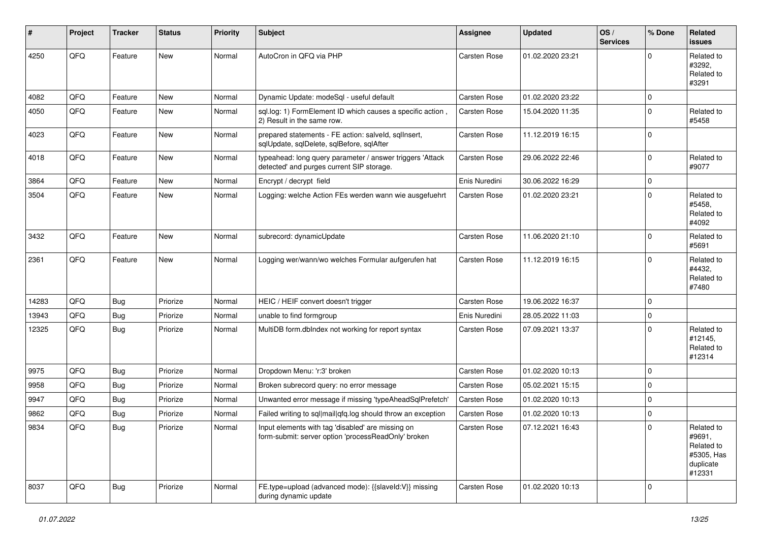| # | Project | Tracker | Status | Priority | Subject | Assignee | Updated | OS / Services | % Done | Related issues |
|---|---|---|---|---|---|---|---|---|---|---|
| 4250 | QFQ | Feature | New | Normal | AutoCron in QFQ via PHP | Carsten Rose | 01.02.2020 23:21 | | 0 | Related to #3292, Related to #3291 |
| 4082 | QFQ | Feature | New | Normal | Dynamic Update: modeSql - useful default | Carsten Rose | 01.02.2020 23:22 | | 0 | |
| 4050 | QFQ | Feature | New | Normal | sql.log: 1) FormElement ID which causes a specific action , 2) Result in the same row. | Carsten Rose | 15.04.2020 11:35 | | 0 | Related to #5458 |
| 4023 | QFQ | Feature | New | Normal | prepared statements - FE action: salveId, sqlInsert, sqlUpdate, sqlDelete, sqlBefore, sqlAfter | Carsten Rose | 11.12.2019 16:15 | | 0 | |
| 4018 | QFQ | Feature | New | Normal | typeahead: long query parameter / answer triggers 'Attack detected' and purges current SIP storage. | Carsten Rose | 29.06.2022 22:46 | | 0 | Related to #9077 |
| 3864 | QFQ | Feature | New | Normal | Encrypt / decrypt field | Enis Nuredini | 30.06.2022 16:29 | | 0 | |
| 3504 | QFQ | Feature | New | Normal | Logging: welche Action FEs werden wann wie ausgefuehrt | Carsten Rose | 01.02.2020 23:21 | | 0 | Related to #5458, Related to #4092 |
| 3432 | QFQ | Feature | New | Normal | subrecord: dynamicUpdate | Carsten Rose | 11.06.2020 21:10 | | 0 | Related to #5691 |
| 2361 | QFQ | Feature | New | Normal | Logging wer/wann/wo welches Formular aufgerufen hat | Carsten Rose | 11.12.2019 16:15 | | 0 | Related to #4432, Related to #7480 |
| 14283 | QFQ | Bug | Priorize | Normal | HEIC / HEIF convert doesn't trigger | Carsten Rose | 19.06.2022 16:37 | | 0 | |
| 13943 | QFQ | Bug | Priorize | Normal | unable to find formgroup | Enis Nuredini | 28.05.2022 11:03 | | 0 | |
| 12325 | QFQ | Bug | Priorize | Normal | MultiDB form.dbIndex not working for report syntax | Carsten Rose | 07.09.2021 13:37 | | 0 | Related to #12145, Related to #12314 |
| 9975 | QFQ | Bug | Priorize | Normal | Dropdown Menu: 'r:3' broken | Carsten Rose | 01.02.2020 10:13 | | 0 | |
| 9958 | QFQ | Bug | Priorize | Normal | Broken subrecord query: no error message | Carsten Rose | 05.02.2021 15:15 | | 0 | |
| 9947 | QFQ | Bug | Priorize | Normal | Unwanted error message if missing 'typeAheadSqlPrefetch' | Carsten Rose | 01.02.2020 10:13 | | 0 | |
| 9862 | QFQ | Bug | Priorize | Normal | Failed writing to sql\|mail\|qfq.log should throw an exception | Carsten Rose | 01.02.2020 10:13 | | 0 | |
| 9834 | QFQ | Bug | Priorize | Normal | Input elements with tag 'disabled' are missing on form-submit: server option 'processReadOnly' broken | Carsten Rose | 07.12.2021 16:43 | | 0 | Related to #9691, Related to #5305, Has duplicate #12331 |
| 8037 | QFQ | Bug | Priorize | Normal | FE.type=upload (advanced mode): {{slaveId:V}} missing during dynamic update | Carsten Rose | 01.02.2020 10:13 | | 0 | |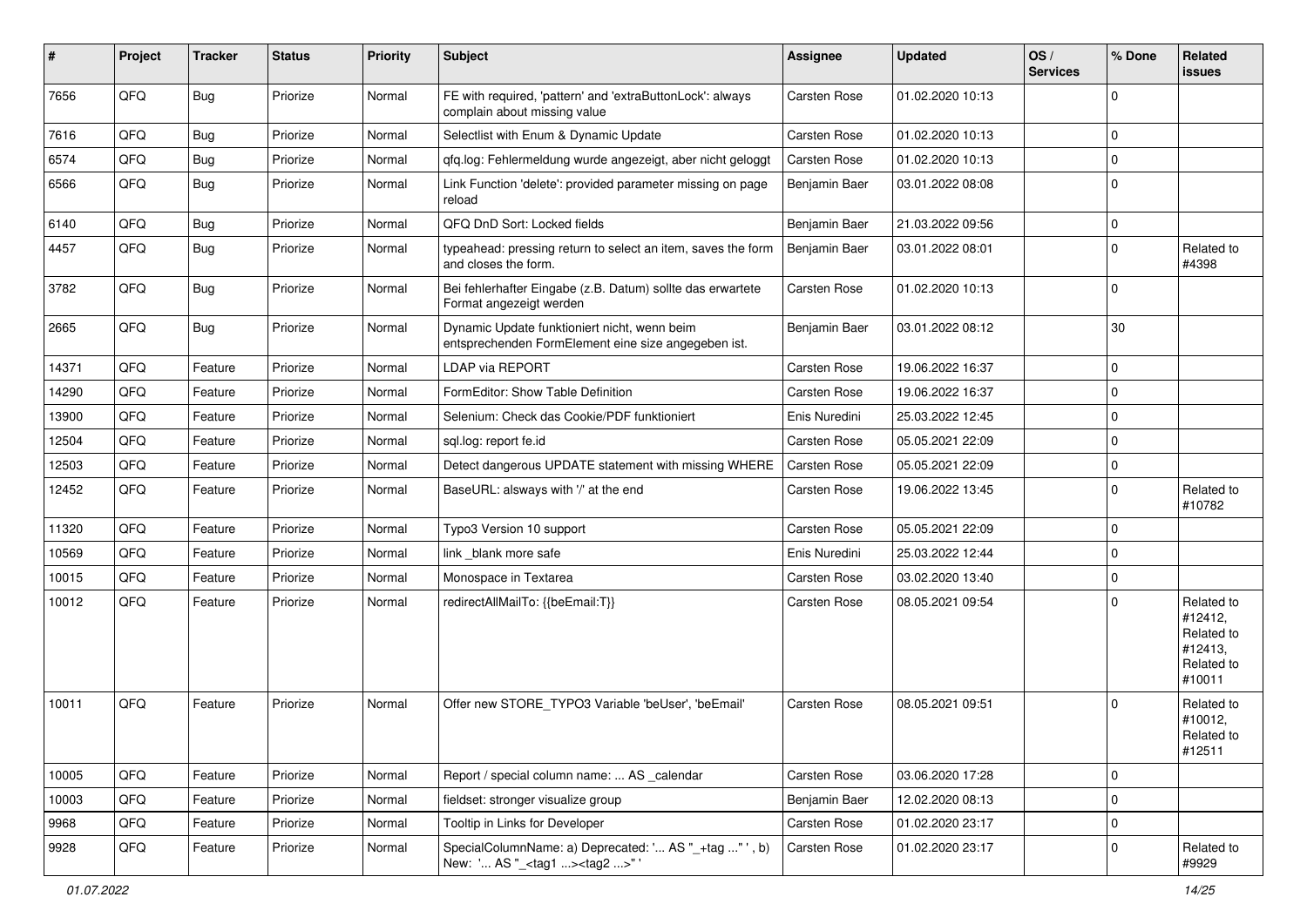| # | Project | Tracker | Status | Priority | Subject | Assignee | Updated | OS / Services | % Done | Related issues |
|---|---|---|---|---|---|---|---|---|---|---|
| 7656 | QFQ | Bug | Priorize | Normal | FE with required, 'pattern' and 'extraButtonLock': always complain about missing value | Carsten Rose | 01.02.2020 10:13 | | 0 | |
| 7616 | QFQ | Bug | Priorize | Normal | Selectlist with Enum & Dynamic Update | Carsten Rose | 01.02.2020 10:13 | | 0 | |
| 6574 | QFQ | Bug | Priorize | Normal | qfq.log: Fehlermeldung wurde angezeigt, aber nicht geloggt | Carsten Rose | 01.02.2020 10:13 | | 0 | |
| 6566 | QFQ | Bug | Priorize | Normal | Link Function 'delete': provided parameter missing on page reload | Benjamin Baer | 03.01.2022 08:08 | | 0 | |
| 6140 | QFQ | Bug | Priorize | Normal | QFQ DnD Sort: Locked fields | Benjamin Baer | 21.03.2022 09:56 | | 0 | |
| 4457 | QFQ | Bug | Priorize | Normal | typeahead: pressing return to select an item, saves the form and closes the form. | Benjamin Baer | 03.01.2022 08:01 | | 0 | Related to #4398 |
| 3782 | QFQ | Bug | Priorize | Normal | Bei fehlerhafter Eingabe (z.B. Datum) sollte das erwartete Format angezeigt werden | Carsten Rose | 01.02.2020 10:13 | | 0 | |
| 2665 | QFQ | Bug | Priorize | Normal | Dynamic Update funktioniert nicht, wenn beim entsprechenden FormElement eine size angegeben ist. | Benjamin Baer | 03.01.2022 08:12 | | 30 | |
| 14371 | QFQ | Feature | Priorize | Normal | LDAP via REPORT | Carsten Rose | 19.06.2022 16:37 | | 0 | |
| 14290 | QFQ | Feature | Priorize | Normal | FormEditor: Show Table Definition | Carsten Rose | 19.06.2022 16:37 | | 0 | |
| 13900 | QFQ | Feature | Priorize | Normal | Selenium: Check das Cookie/PDF funktioniert | Enis Nuredini | 25.03.2022 12:45 | | 0 | |
| 12504 | QFQ | Feature | Priorize | Normal | sql.log: report fe.id | Carsten Rose | 05.05.2021 22:09 | | 0 | |
| 12503 | QFQ | Feature | Priorize | Normal | Detect dangerous UPDATE statement with missing WHERE | Carsten Rose | 05.05.2021 22:09 | | 0 | |
| 12452 | QFQ | Feature | Priorize | Normal | BaseURL: alsways with '/' at the end | Carsten Rose | 19.06.2022 13:45 | | 0 | Related to #10782 |
| 11320 | QFQ | Feature | Priorize | Normal | Typo3 Version 10 support | Carsten Rose | 05.05.2021 22:09 | | 0 | |
| 10569 | QFQ | Feature | Priorize | Normal | link _blank more safe | Enis Nuredini | 25.03.2022 12:44 | | 0 | |
| 10015 | QFQ | Feature | Priorize | Normal | Monospace in Textarea | Carsten Rose | 03.02.2020 13:40 | | 0 | |
| 10012 | QFQ | Feature | Priorize | Normal | redirectAllMailTo: {{beEmail:T}} | Carsten Rose | 08.05.2021 09:54 | | 0 | Related to #12412, Related to #12413, Related to #10011 |
| 10011 | QFQ | Feature | Priorize | Normal | Offer new STORE_TYPO3 Variable 'beUser', 'beEmail' | Carsten Rose | 08.05.2021 09:51 | | 0 | Related to #10012, Related to #12511 |
| 10005 | QFQ | Feature | Priorize | Normal | Report / special column name: ... AS _calendar | Carsten Rose | 03.06.2020 17:28 | | 0 | |
| 10003 | QFQ | Feature | Priorize | Normal | fieldset: stronger visualize group | Benjamin Baer | 12.02.2020 08:13 | | 0 | |
| 9968 | QFQ | Feature | Priorize | Normal | Tooltip in Links for Developer | Carsten Rose | 01.02.2020 23:17 | | 0 | |
| 9928 | QFQ | Feature | Priorize | Normal | SpecialColumnName: a) Deprecated: '... AS "_+tag ..." ', b) New: '... AS "_<tag1 ...><tag2 ...>" ' | Carsten Rose | 01.02.2020 23:17 | | 0 | Related to #9929 |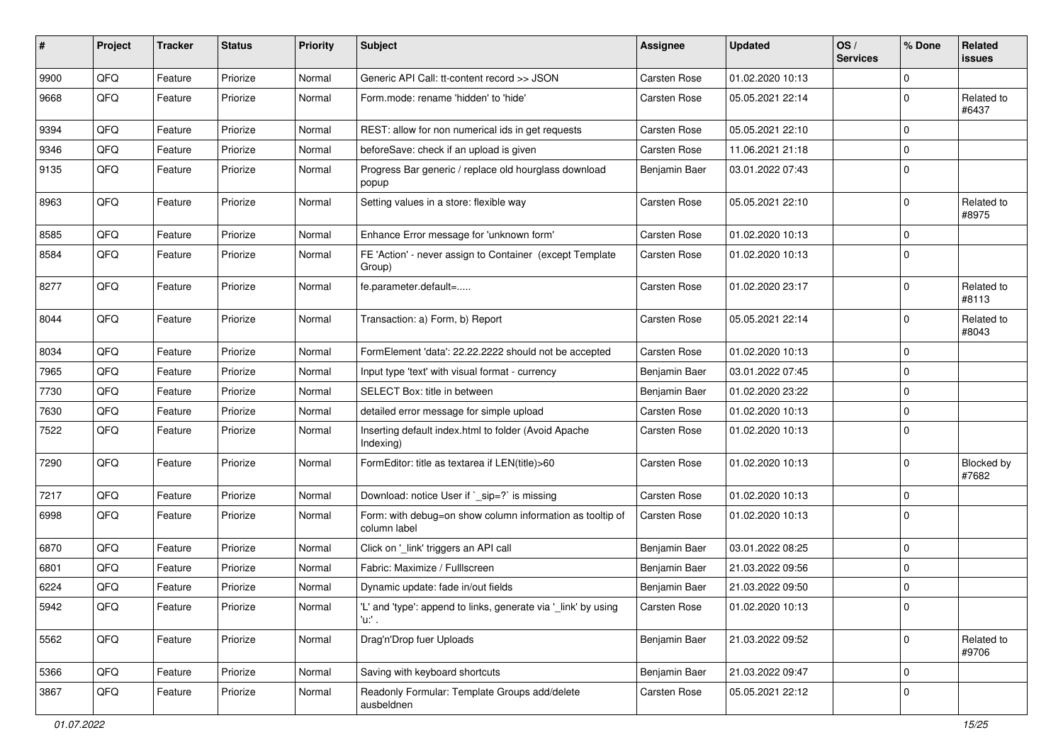| # | Project | Tracker | Status | Priority | Subject | Assignee | Updated | OS / Services | % Done | Related issues |
|---|---|---|---|---|---|---|---|---|---|---|
| 9900 | QFQ | Feature | Priorize | Normal | Generic API Call: tt-content record >> JSON | Carsten Rose | 01.02.2020 10:13 | | 0 | |
| 9668 | QFQ | Feature | Priorize | Normal | Form.mode: rename 'hidden' to 'hide' | Carsten Rose | 05.05.2021 22:14 | | 0 | Related to #6437 |
| 9394 | QFQ | Feature | Priorize | Normal | REST: allow for non numerical ids in get requests | Carsten Rose | 05.05.2021 22:10 | | 0 | |
| 9346 | QFQ | Feature | Priorize | Normal | beforeSave: check if an upload is given | Carsten Rose | 11.06.2021 21:18 | | 0 | |
| 9135 | QFQ | Feature | Priorize | Normal | Progress Bar generic / replace old hourglass download popup | Benjamin Baer | 03.01.2022 07:43 | | 0 | |
| 8963 | QFQ | Feature | Priorize | Normal | Setting values in a store: flexible way | Carsten Rose | 05.05.2021 22:10 | | 0 | Related to #8975 |
| 8585 | QFQ | Feature | Priorize | Normal | Enhance Error message for 'unknown form' | Carsten Rose | 01.02.2020 10:13 | | 0 | |
| 8584 | QFQ | Feature | Priorize | Normal | FE 'Action' - never assign to Container (except Template Group) | Carsten Rose | 01.02.2020 10:13 | | 0 | |
| 8277 | QFQ | Feature | Priorize | Normal | fe.parameter.default=..... | Carsten Rose | 01.02.2020 23:17 | | 0 | Related to #8113 |
| 8044 | QFQ | Feature | Priorize | Normal | Transaction: a) Form, b) Report | Carsten Rose | 05.05.2021 22:14 | | 0 | Related to #8043 |
| 8034 | QFQ | Feature | Priorize | Normal | FormElement 'data': 22.22.2222 should not be accepted | Carsten Rose | 01.02.2020 10:13 | | 0 | |
| 7965 | QFQ | Feature | Priorize | Normal | Input type 'text' with visual format - currency | Benjamin Baer | 03.01.2022 07:45 | | 0 | |
| 7730 | QFQ | Feature | Priorize | Normal | SELECT Box: title in between | Benjamin Baer | 01.02.2020 23:22 | | 0 | |
| 7630 | QFQ | Feature | Priorize | Normal | detailed error message for simple upload | Carsten Rose | 01.02.2020 10:13 | | 0 | |
| 7522 | QFQ | Feature | Priorize | Normal | Inserting default index.html to folder (Avoid Apache Indexing) | Carsten Rose | 01.02.2020 10:13 | | 0 | |
| 7290 | QFQ | Feature | Priorize | Normal | FormEditor: title as textarea if LEN(title)>60 | Carsten Rose | 01.02.2020 10:13 | | 0 | Blocked by #7682 |
| 7217 | QFQ | Feature | Priorize | Normal | Download: notice User if `_sip=?` is missing | Carsten Rose | 01.02.2020 10:13 | | 0 | |
| 6998 | QFQ | Feature | Priorize | Normal | Form: with debug=on show column information as tooltip of column label | Carsten Rose | 01.02.2020 10:13 | | 0 | |
| 6870 | QFQ | Feature | Priorize | Normal | Click on '_link' triggers an API call | Benjamin Baer | 03.01.2022 08:25 | | 0 | |
| 6801 | QFQ | Feature | Priorize | Normal | Fabric: Maximize / Fulllscreen | Benjamin Baer | 21.03.2022 09:56 | | 0 | |
| 6224 | QFQ | Feature | Priorize | Normal | Dynamic update: fade in/out fields | Benjamin Baer | 21.03.2022 09:50 | | 0 | |
| 5942 | QFQ | Feature | Priorize | Normal | 'L' and 'type': append to links, generate via '_link' by using 'u:' . | Carsten Rose | 01.02.2020 10:13 | | 0 | |
| 5562 | QFQ | Feature | Priorize | Normal | Drag'n'Drop fuer Uploads | Benjamin Baer | 21.03.2022 09:52 | | 0 | Related to #9706 |
| 5366 | QFQ | Feature | Priorize | Normal | Saving with keyboard shortcuts | Benjamin Baer | 21.03.2022 09:47 | | 0 | |
| 3867 | QFQ | Feature | Priorize | Normal | Readonly Formular: Template Groups add/delete ausbeldnen | Carsten Rose | 05.05.2021 22:12 | | 0 | |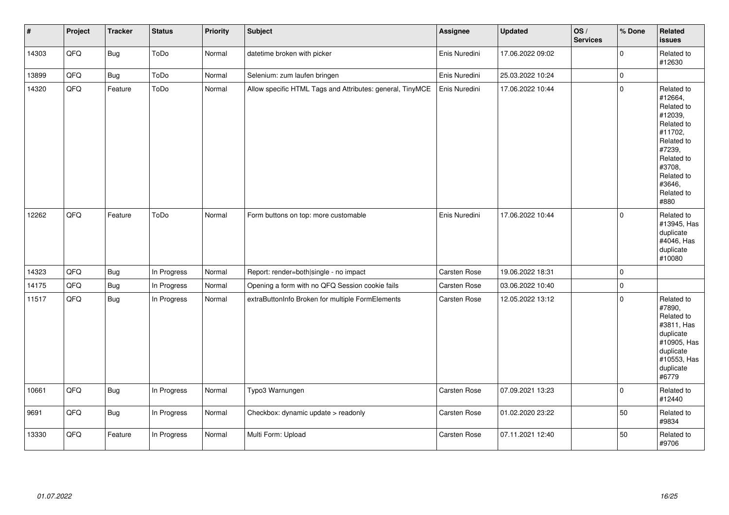| # | Project | Tracker | Status | Priority | Subject | Assignee | Updated | OS / Services | % Done | Related issues |
|---|---|---|---|---|---|---|---|---|---|---|
| 14303 | QFQ | Bug | ToDo | Normal | datetime broken with picker | Enis Nuredini | 17.06.2022 09:02 | | 0 | Related to #12630 |
| 13899 | QFQ | Bug | ToDo | Normal | Selenium: zum laufen bringen | Enis Nuredini | 25.03.2022 10:24 | | 0 | |
| 14320 | QFQ | Feature | ToDo | Normal | Allow specific HTML Tags and Attributes: general, TinyMCE | Enis Nuredini | 17.06.2022 10:44 | | 0 | Related to #12664, Related to #12039, Related to #11702, Related to #7239, Related to #3708, Related to #3646, Related to #880 |
| 12262 | QFQ | Feature | ToDo | Normal | Form buttons on top: more customable | Enis Nuredini | 17.06.2022 10:44 | | 0 | Related to #13945, Has duplicate #4046, Has duplicate #10080 |
| 14323 | QFQ | Bug | In Progress | Normal | Report: render=both|single - no impact | Carsten Rose | 19.06.2022 18:31 | | 0 | |
| 14175 | QFQ | Bug | In Progress | Normal | Opening a form with no QFQ Session cookie fails | Carsten Rose | 03.06.2022 10:40 | | 0 | |
| 11517 | QFQ | Bug | In Progress | Normal | extraButtonInfo Broken for multiple FormElements | Carsten Rose | 12.05.2022 13:12 | | 0 | Related to #7890, Related to #3811, Has duplicate #10905, Has duplicate #10553, Has duplicate #6779 |
| 10661 | QFQ | Bug | In Progress | Normal | Typo3 Warnungen | Carsten Rose | 07.09.2021 13:23 | | 0 | Related to #12440 |
| 9691 | QFQ | Bug | In Progress | Normal | Checkbox: dynamic update > readonly | Carsten Rose | 01.02.2020 23:22 | | 50 | Related to #9834 |
| 13330 | QFQ | Feature | In Progress | Normal | Multi Form: Upload | Carsten Rose | 07.11.2021 12:40 | | 50 | Related to #9706 |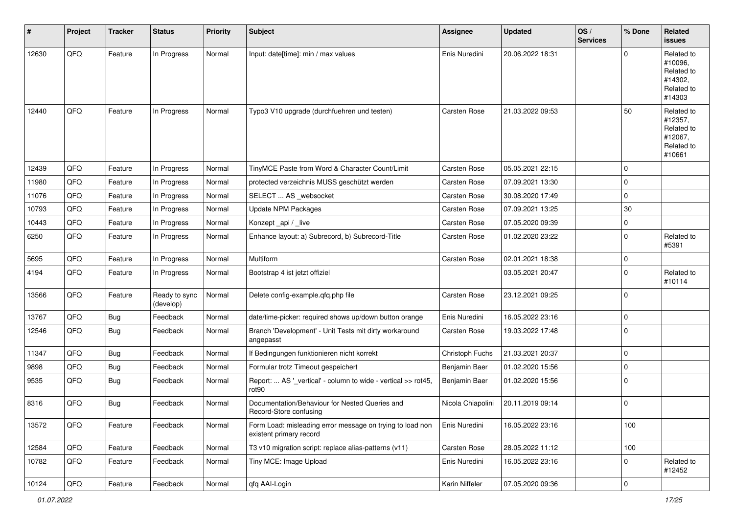| # | Project | Tracker | Status | Priority | Subject | Assignee | Updated | OS / Services | % Done | Related issues |
|---|---|---|---|---|---|---|---|---|---|---|
| 12630 | QFQ | Feature | In Progress | Normal | Input: date[time]: min / max values | Enis Nuredini | 20.06.2022 18:31 | | 0 | Related to #10096, Related to #14302, Related to #14303 |
| 12440 | QFQ | Feature | In Progress | Normal | Typo3 V10 upgrade (durchfuehren und testen) | Carsten Rose | 21.03.2022 09:53 | | 50 | Related to #12357, Related to #12067, Related to #10661 |
| 12439 | QFQ | Feature | In Progress | Normal | TinyMCE Paste from Word & Character Count/Limit | Carsten Rose | 05.05.2021 22:15 | | 0 | |
| 11980 | QFQ | Feature | In Progress | Normal | protected verzeichnis MUSS geschützt werden | Carsten Rose | 07.09.2021 13:30 | | 0 | |
| 11076 | QFQ | Feature | In Progress | Normal | SELECT ... AS _websocket | Carsten Rose | 30.08.2020 17:49 | | 0 | |
| 10793 | QFQ | Feature | In Progress | Normal | Update NPM Packages | Carsten Rose | 07.09.2021 13:25 | | 30 | |
| 10443 | QFQ | Feature | In Progress | Normal | Konzept _api / _live | Carsten Rose | 07.05.2020 09:39 | | 0 | |
| 6250 | QFQ | Feature | In Progress | Normal | Enhance layout: a) Subrecord, b) Subrecord-Title | Carsten Rose | 01.02.2020 23:22 | | 0 | Related to #5391 |
| 5695 | QFQ | Feature | In Progress | Normal | Multiform | Carsten Rose | 02.01.2021 18:38 | | 0 | |
| 4194 | QFQ | Feature | In Progress | Normal | Bootstrap 4 ist jetzt offiziel | | 03.05.2021 20:47 | | 0 | Related to #10114 |
| 13566 | QFQ | Feature | Ready to sync (develop) | Normal | Delete config-example.qfq.php file | Carsten Rose | 23.12.2021 09:25 | | 0 | |
| 13767 | QFQ | Bug | Feedback | Normal | date/time-picker: required shows up/down button orange | Enis Nuredini | 16.05.2022 23:16 | | 0 | |
| 12546 | QFQ | Bug | Feedback | Normal | Branch 'Development' - Unit Tests mit dirty workaround angepasst | Carsten Rose | 19.03.2022 17:48 | | 0 | |
| 11347 | QFQ | Bug | Feedback | Normal | If Bedingungen funktionieren nicht korrekt | Christoph Fuchs | 21.03.2021 20:37 | | 0 | |
| 9898 | QFQ | Bug | Feedback | Normal | Formular trotz Timeout gespeichert | Benjamin Baer | 01.02.2020 15:56 | | 0 | |
| 9535 | QFQ | Bug | Feedback | Normal | Report: ... AS '_vertical' - column to wide - vertical >> rot45, rot90 | Benjamin Baer | 01.02.2020 15:56 | | 0 | |
| 8316 | QFQ | Bug | Feedback | Normal | Documentation/Behaviour for Nested Queries and Record-Store confusing | Nicola Chiapolini | 20.11.2019 09:14 | | 0 | |
| 13572 | QFQ | Feature | Feedback | Normal | Form Load: misleading error message on trying to load non existent primary record | Enis Nuredini | 16.05.2022 23:16 | | 100 | |
| 12584 | QFQ | Feature | Feedback | Normal | T3 v10 migration script: replace alias-patterns (v11) | Carsten Rose | 28.05.2022 11:12 | | 100 | |
| 10782 | QFQ | Feature | Feedback | Normal | Tiny MCE: Image Upload | Enis Nuredini | 16.05.2022 23:16 | | 0 | Related to #12452 |
| 10124 | QFQ | Feature | Feedback | Normal | qfq AAI-Login | Karin Niffeler | 07.05.2020 09:36 | | 0 | |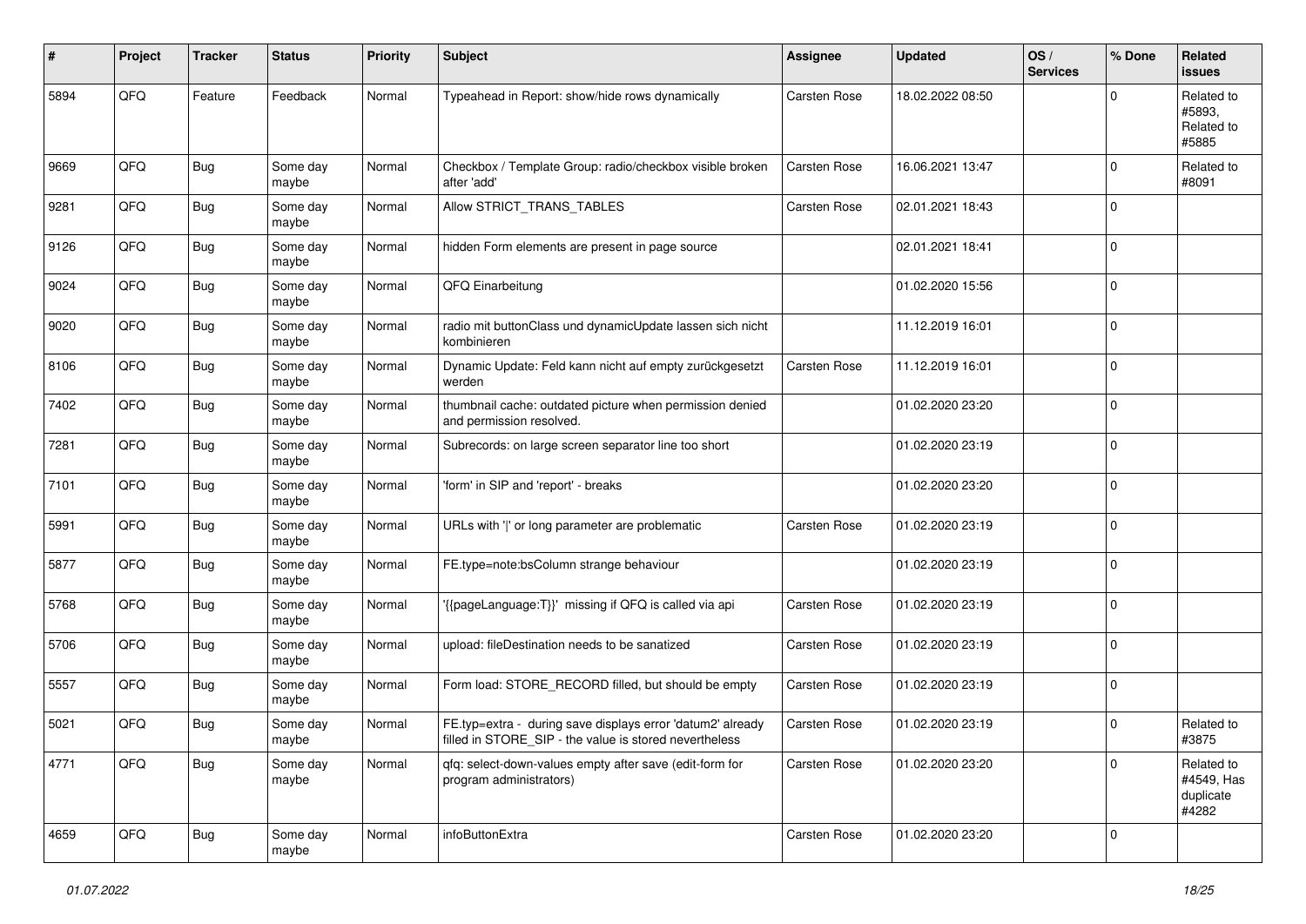| # | Project | Tracker | Status | Priority | Subject | Assignee | Updated | OS / Services | % Done | Related issues |
|---|---|---|---|---|---|---|---|---|---|---|
| 5894 | QFQ | Feature | Feedback | Normal | Typeahead in Report: show/hide rows dynamically | Carsten Rose | 18.02.2022 08:50 | | 0 | Related to #5893, Related to #5885 |
| 9669 | QFQ | Bug | Some day maybe | Normal | Checkbox / Template Group: radio/checkbox visible broken after 'add' | Carsten Rose | 16.06.2021 13:47 | | 0 | Related to #8091 |
| 9281 | QFQ | Bug | Some day maybe | Normal | Allow STRICT_TRANS_TABLES | Carsten Rose | 02.01.2021 18:43 | | 0 | |
| 9126 | QFQ | Bug | Some day maybe | Normal | hidden Form elements are present in page source | | 02.01.2021 18:41 | | 0 | |
| 9024 | QFQ | Bug | Some day maybe | Normal | QFQ Einarbeitung | | 01.02.2020 15:56 | | 0 | |
| 9020 | QFQ | Bug | Some day maybe | Normal | radio mit buttonClass und dynamicUpdate lassen sich nicht kombinieren | | 11.12.2019 16:01 | | 0 | |
| 8106 | QFQ | Bug | Some day maybe | Normal | Dynamic Update: Feld kann nicht auf empty zurückgesetzt werden | Carsten Rose | 11.12.2019 16:01 | | 0 | |
| 7402 | QFQ | Bug | Some day maybe | Normal | thumbnail cache: outdated picture when permission denied and permission resolved. | | 01.02.2020 23:20 | | 0 | |
| 7281 | QFQ | Bug | Some day maybe | Normal | Subrecords: on large screen separator line too short | | 01.02.2020 23:19 | | 0 | |
| 7101 | QFQ | Bug | Some day maybe | Normal | 'form' in SIP and 'report' - breaks | | 01.02.2020 23:20 | | 0 | |
| 5991 | QFQ | Bug | Some day maybe | Normal | URLs with ' ' or long parameter are problematic | Carsten Rose | 01.02.2020 23:19 | | 0 | |
| 5877 | QFQ | Bug | Some day maybe | Normal | FE.type=note:bsColumn strange behaviour | | 01.02.2020 23:19 | | 0 | |
| 5768 | QFQ | Bug | Some day maybe | Normal | '{{pageLanguage:T}}' missing if QFQ is called via api | Carsten Rose | 01.02.2020 23:19 | | 0 | |
| 5706 | QFQ | Bug | Some day maybe | Normal | upload: fileDestination needs to be sanatized | Carsten Rose | 01.02.2020 23:19 | | 0 | |
| 5557 | QFQ | Bug | Some day maybe | Normal | Form load: STORE_RECORD filled, but should be empty | Carsten Rose | 01.02.2020 23:19 | | 0 | |
| 5021 | QFQ | Bug | Some day maybe | Normal | FE.typ=extra - during save displays error 'datum2' already filled in STORE_SIP - the value is stored nevertheless | Carsten Rose | 01.02.2020 23:19 | | 0 | Related to #3875 |
| 4771 | QFQ | Bug | Some day maybe | Normal | qfq: select-down-values empty after save (edit-form for program administrators) | Carsten Rose | 01.02.2020 23:20 | | 0 | Related to #4549, Has duplicate #4282 |
| 4659 | QFQ | Bug | Some day maybe | Normal | infoButtonExtra | Carsten Rose | 01.02.2020 23:20 | | 0 | |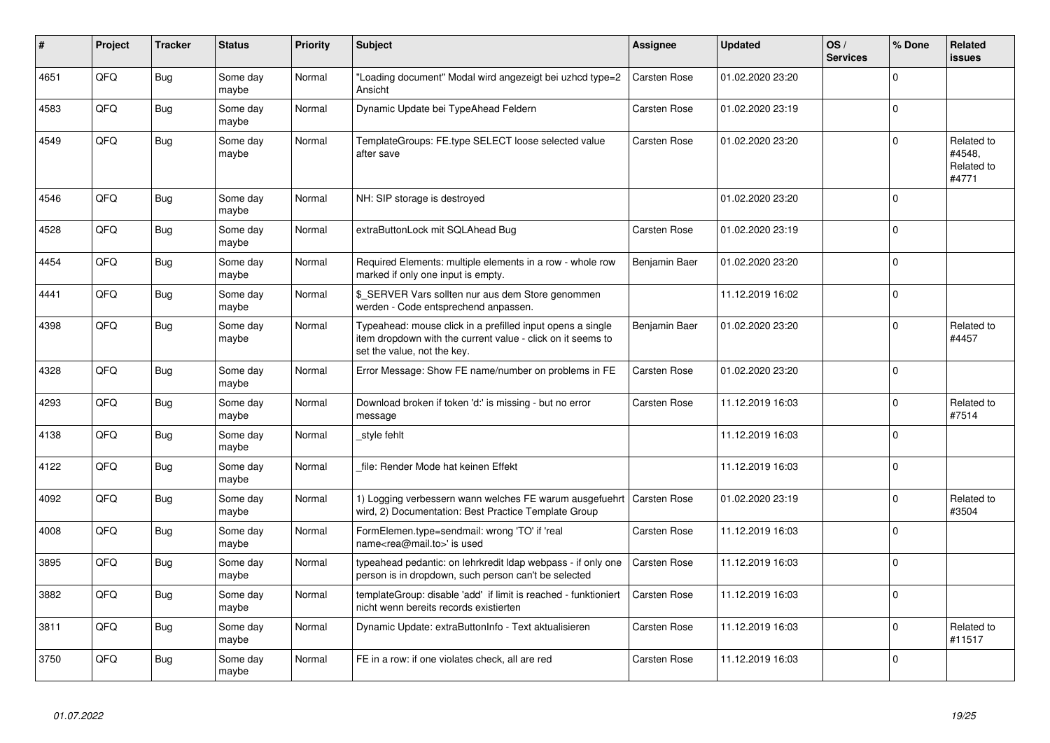| # | Project | Tracker | Status | Priority | Subject | Assignee | Updated | OS / Services | % Done | Related issues |
|---|---|---|---|---|---|---|---|---|---|---|
| 4651 | QFQ | Bug | Some day maybe | Normal | "Loading document" Modal wird angezeigt bei uzhcd type=2 Ansicht | Carsten Rose | 01.02.2020 23:20 | | 0 | |
| 4583 | QFQ | Bug | Some day maybe | Normal | Dynamic Update bei TypeAhead Feldern | Carsten Rose | 01.02.2020 23:19 | | 0 | |
| 4549 | QFQ | Bug | Some day maybe | Normal | TemplateGroups: FE.type SELECT loose selected value after save | Carsten Rose | 01.02.2020 23:20 | | 0 | Related to #4548, Related to #4771 |
| 4546 | QFQ | Bug | Some day maybe | Normal | NH: SIP storage is destroyed | | 01.02.2020 23:20 | | 0 | |
| 4528 | QFQ | Bug | Some day maybe | Normal | extraButtonLock mit SQLAhead Bug | Carsten Rose | 01.02.2020 23:19 | | 0 | |
| 4454 | QFQ | Bug | Some day maybe | Normal | Required Elements: multiple elements in a row - whole row marked if only one input is empty. | Benjamin Baer | 01.02.2020 23:20 | | 0 | |
| 4441 | QFQ | Bug | Some day maybe | Normal | $_SERVER Vars sollten nur aus dem Store genommen werden - Code entsprechend anpassen. | | 11.12.2019 16:02 | | 0 | |
| 4398 | QFQ | Bug | Some day maybe | Normal | Typeahead: mouse click in a prefilled input opens a single item dropdown with the current value - click on it seems to set the value, not the key. | Benjamin Baer | 01.02.2020 23:20 | | 0 | Related to #4457 |
| 4328 | QFQ | Bug | Some day maybe | Normal | Error Message: Show FE name/number on problems in FE | Carsten Rose | 01.02.2020 23:20 | | 0 | |
| 4293 | QFQ | Bug | Some day maybe | Normal | Download broken if token 'd:' is missing - but no error message | Carsten Rose | 11.12.2019 16:03 | | 0 | Related to #7514 |
| 4138 | QFQ | Bug | Some day maybe | Normal | _style fehlt | | 11.12.2019 16:03 | | 0 | |
| 4122 | QFQ | Bug | Some day maybe | Normal | _file: Render Mode hat keinen Effekt | | 11.12.2019 16:03 | | 0 | |
| 4092 | QFQ | Bug | Some day maybe | Normal | 1) Logging verbessern wann welches FE warum ausgefuehrt wird, 2) Documentation: Best Practice Template Group | Carsten Rose | 01.02.2020 23:19 | | 0 | Related to #3504 |
| 4008 | QFQ | Bug | Some day maybe | Normal | FormElemen.type=sendmail: wrong 'TO' if 'real name<rea@mail.to>' is used | Carsten Rose | 11.12.2019 16:03 | | 0 | |
| 3895 | QFQ | Bug | Some day maybe | Normal | typeahead pedantic: on lehrkredit ldap webpass - if only one person is in dropdown, such person can't be selected | Carsten Rose | 11.12.2019 16:03 | | 0 | |
| 3882 | QFQ | Bug | Some day maybe | Normal | templateGroup: disable 'add' if limit is reached - funktioniert nicht wenn bereits records existierten | Carsten Rose | 11.12.2019 16:03 | | 0 | |
| 3811 | QFQ | Bug | Some day maybe | Normal | Dynamic Update: extraButtonInfo - Text aktualisieren | Carsten Rose | 11.12.2019 16:03 | | 0 | Related to #11517 |
| 3750 | QFQ | Bug | Some day maybe | Normal | FE in a row: if one violates check, all are red | Carsten Rose | 11.12.2019 16:03 | | 0 | |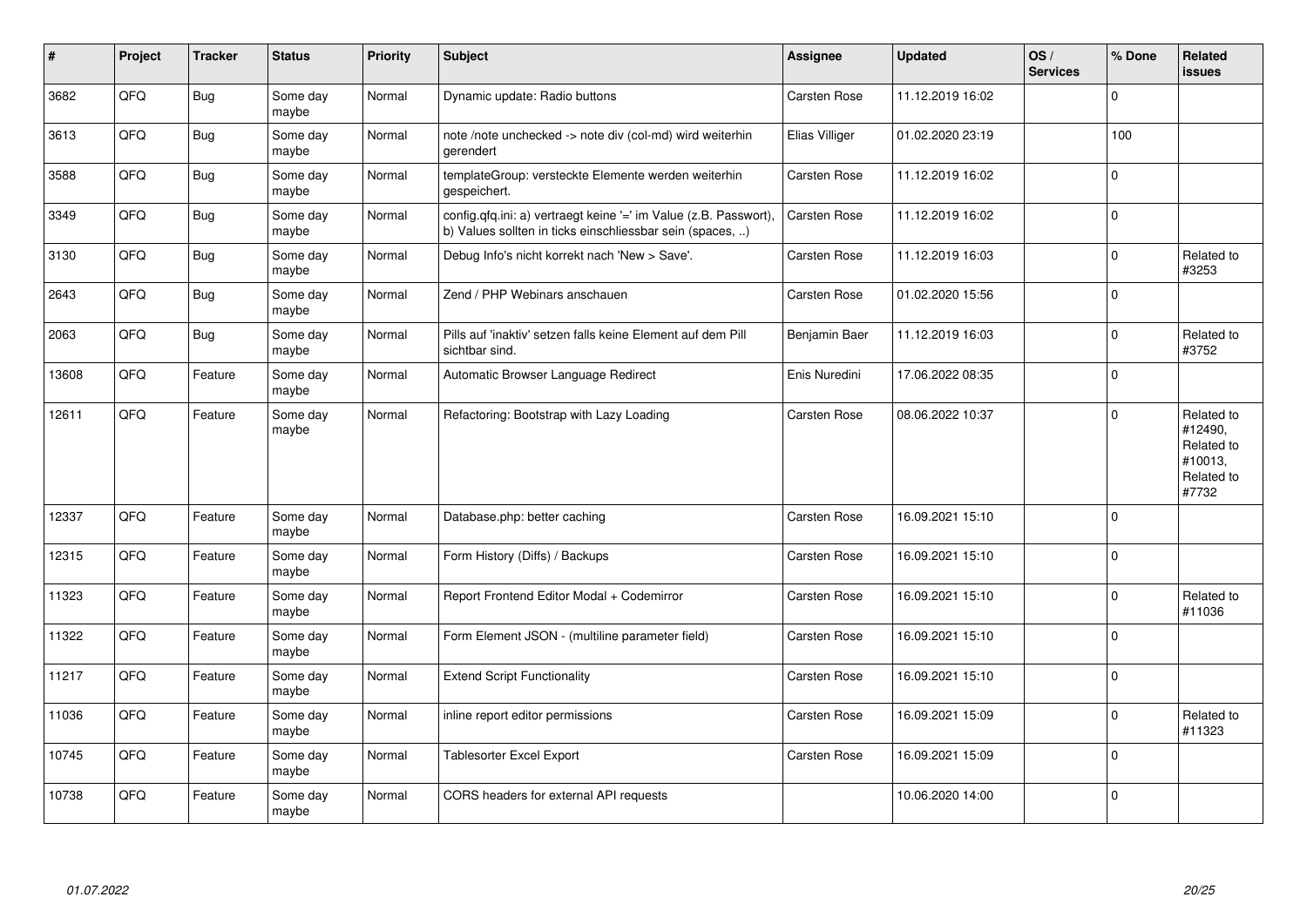| # | Project | Tracker | Status | Priority | Subject | Assignee | Updated | OS / Services | % Done | Related issues |
|---|---|---|---|---|---|---|---|---|---|---|
| 3682 | QFQ | Bug | Some day maybe | Normal | Dynamic update: Radio buttons | Carsten Rose | 11.12.2019 16:02 | | 0 | |
| 3613 | QFQ | Bug | Some day maybe | Normal | note /note unchecked -> note div (col-md) wird weiterhin gerendert | Elias Villiger | 01.02.2020 23:19 | | 100 | |
| 3588 | QFQ | Bug | Some day maybe | Normal | templateGroup: versteckte Elemente werden weiterhin gespeichert. | Carsten Rose | 11.12.2019 16:02 | | 0 | |
| 3349 | QFQ | Bug | Some day maybe | Normal | config.qfq.ini: a) vertraegt keine '=' im Value (z.B. Passwort), b) Values sollten in ticks einschliessbar sein (spaces, ..) | Carsten Rose | 11.12.2019 16:02 | | 0 | |
| 3130 | QFQ | Bug | Some day maybe | Normal | Debug Info's nicht korrekt nach 'New > Save'. | Carsten Rose | 11.12.2019 16:03 | | 0 | Related to #3253 |
| 2643 | QFQ | Bug | Some day maybe | Normal | Zend / PHP Webinars anschauen | Carsten Rose | 01.02.2020 15:56 | | 0 | |
| 2063 | QFQ | Bug | Some day maybe | Normal | Pills auf 'inaktiv' setzen falls keine Element auf dem Pill sichtbar sind. | Benjamin Baer | 11.12.2019 16:03 | | 0 | Related to #3752 |
| 13608 | QFQ | Feature | Some day maybe | Normal | Automatic Browser Language Redirect | Enis Nuredini | 17.06.2022 08:35 | | 0 | |
| 12611 | QFQ | Feature | Some day maybe | Normal | Refactoring: Bootstrap with Lazy Loading | Carsten Rose | 08.06.2022 10:37 | | 0 | Related to #12490, Related to #10013, Related to #7732 |
| 12337 | QFQ | Feature | Some day maybe | Normal | Database.php: better caching | Carsten Rose | 16.09.2021 15:10 | | 0 | |
| 12315 | QFQ | Feature | Some day maybe | Normal | Form History (Diffs) / Backups | Carsten Rose | 16.09.2021 15:10 | | 0 | |
| 11323 | QFQ | Feature | Some day maybe | Normal | Report Frontend Editor Modal + Codemirror | Carsten Rose | 16.09.2021 15:10 | | 0 | Related to #11036 |
| 11322 | QFQ | Feature | Some day maybe | Normal | Form Element JSON - (multiline parameter field) | Carsten Rose | 16.09.2021 15:10 | | 0 | |
| 11217 | QFQ | Feature | Some day maybe | Normal | Extend Script Functionality | Carsten Rose | 16.09.2021 15:10 | | 0 | |
| 11036 | QFQ | Feature | Some day maybe | Normal | inline report editor permissions | Carsten Rose | 16.09.2021 15:09 | | 0 | Related to #11323 |
| 10745 | QFQ | Feature | Some day maybe | Normal | Tablesorter Excel Export | Carsten Rose | 16.09.2021 15:09 | | 0 | |
| 10738 | QFQ | Feature | Some day maybe | Normal | CORS headers for external API requests | | 10.06.2020 14:00 | | 0 | |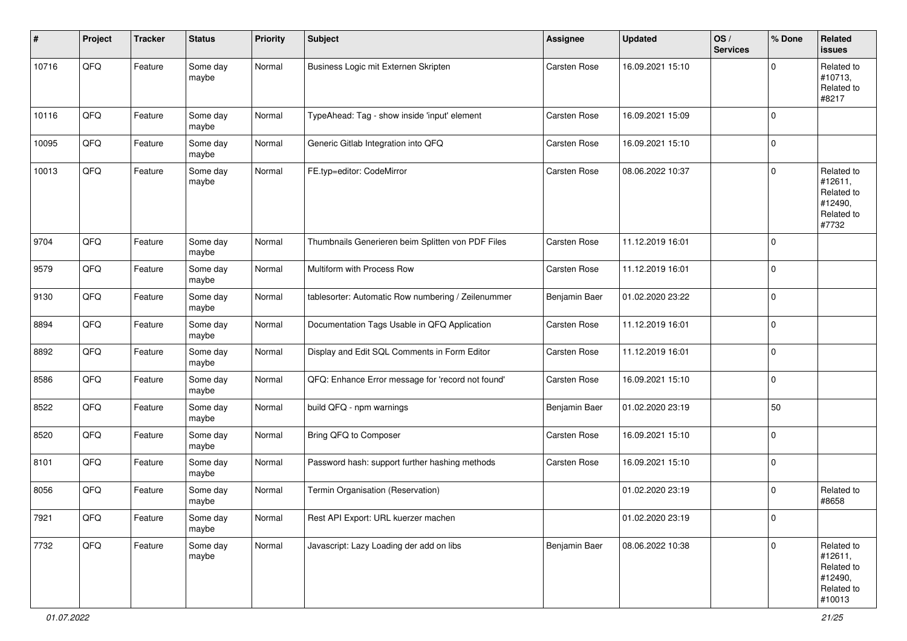| # | Project | Tracker | Status | Priority | Subject | Assignee | Updated | OS / Services | % Done | Related issues |
|---|---|---|---|---|---|---|---|---|---|---|
| 10716 | QFQ | Feature | Some day maybe | Normal | Business Logic mit Externen Skripten | Carsten Rose | 16.09.2021 15:10 | | 0 | Related to #10713, Related to #8217 |
| 10116 | QFQ | Feature | Some day maybe | Normal | TypeAhead: Tag - show inside 'input' element | Carsten Rose | 16.09.2021 15:09 | | 0 | |
| 10095 | QFQ | Feature | Some day maybe | Normal | Generic Gitlab Integration into QFQ | Carsten Rose | 16.09.2021 15:10 | | 0 | |
| 10013 | QFQ | Feature | Some day maybe | Normal | FE.typ=editor: CodeMirror | Carsten Rose | 08.06.2022 10:37 | | 0 | Related to #12611, Related to #12490, Related to #7732 |
| 9704 | QFQ | Feature | Some day maybe | Normal | Thumbnails Generieren beim Splitten von PDF Files | Carsten Rose | 11.12.2019 16:01 | | 0 | |
| 9579 | QFQ | Feature | Some day maybe | Normal | Multiform with Process Row | Carsten Rose | 11.12.2019 16:01 | | 0 | |
| 9130 | QFQ | Feature | Some day maybe | Normal | tablesorter: Automatic Row numbering / Zeilenummer | Benjamin Baer | 01.02.2020 23:22 | | 0 | |
| 8894 | QFQ | Feature | Some day maybe | Normal | Documentation Tags Usable in QFQ Application | Carsten Rose | 11.12.2019 16:01 | | 0 | |
| 8892 | QFQ | Feature | Some day maybe | Normal | Display and Edit SQL Comments in Form Editor | Carsten Rose | 11.12.2019 16:01 | | 0 | |
| 8586 | QFQ | Feature | Some day maybe | Normal | QFQ: Enhance Error message for 'record not found' | Carsten Rose | 16.09.2021 15:10 | | 0 | |
| 8522 | QFQ | Feature | Some day maybe | Normal | build QFQ - npm warnings | Benjamin Baer | 01.02.2020 23:19 | | 50 | |
| 8520 | QFQ | Feature | Some day maybe | Normal | Bring QFQ to Composer | Carsten Rose | 16.09.2021 15:10 | | 0 | |
| 8101 | QFQ | Feature | Some day maybe | Normal | Password hash: support further hashing methods | Carsten Rose | 16.09.2021 15:10 | | 0 | |
| 8056 | QFQ | Feature | Some day maybe | Normal | Termin Organisation (Reservation) | | 01.02.2020 23:19 | | 0 | Related to #8658 |
| 7921 | QFQ | Feature | Some day maybe | Normal | Rest API Export: URL kuerzer machen | | 01.02.2020 23:19 | | 0 | |
| 7732 | QFQ | Feature | Some day maybe | Normal | Javascript: Lazy Loading der add on libs | Benjamin Baer | 08.06.2022 10:38 | | 0 | Related to #12611, Related to #12490, Related to #10013 |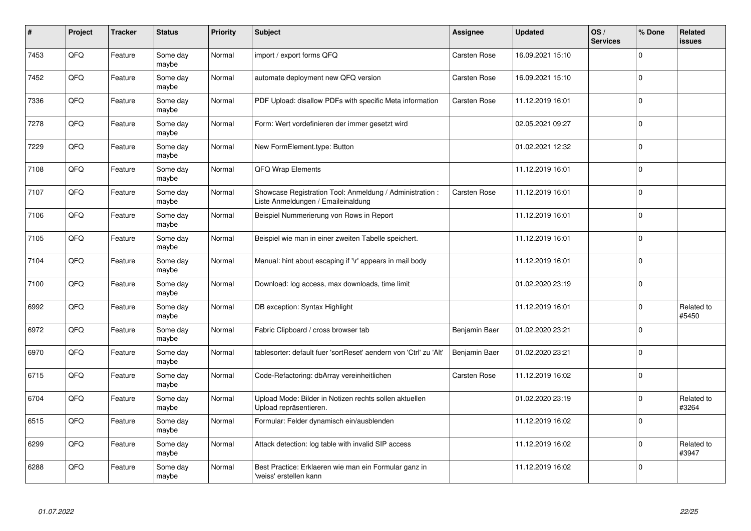| # | Project | Tracker | Status | Priority | Subject | Assignee | Updated | OS / Services | % Done | Related issues |
|---|---|---|---|---|---|---|---|---|---|---|
| 7453 | QFQ | Feature | Some day maybe | Normal | import / export forms QFQ | Carsten Rose | 16.09.2021 15:10 | | 0 | |
| 7452 | QFQ | Feature | Some day maybe | Normal | automate deployment new QFQ version | Carsten Rose | 16.09.2021 15:10 | | 0 | |
| 7336 | QFQ | Feature | Some day maybe | Normal | PDF Upload: disallow PDFs with specific Meta information | Carsten Rose | 11.12.2019 16:01 | | 0 | |
| 7278 | QFQ | Feature | Some day maybe | Normal | Form: Wert vordefinieren der immer gesetzt wird | | 02.05.2021 09:27 | | 0 | |
| 7229 | QFQ | Feature | Some day maybe | Normal | New FormElement.type: Button | | 01.02.2021 12:32 | | 0 | |
| 7108 | QFQ | Feature | Some day maybe | Normal | QFQ Wrap Elements | | 11.12.2019 16:01 | | 0 | |
| 7107 | QFQ | Feature | Some day maybe | Normal | Showcase Registration Tool: Anmeldung / Administration : Liste Anmeldungen / Emaileinaldung | Carsten Rose | 11.12.2019 16:01 | | 0 | |
| 7106 | QFQ | Feature | Some day maybe | Normal | Beispiel Nummerierung von Rows in Report | | 11.12.2019 16:01 | | 0 | |
| 7105 | QFQ | Feature | Some day maybe | Normal | Beispiel wie man in einer zweiten Tabelle speichert. | | 11.12.2019 16:01 | | 0 | |
| 7104 | QFQ | Feature | Some day maybe | Normal | Manual: hint about escaping if '\r' appears in mail body | | 11.12.2019 16:01 | | 0 | |
| 7100 | QFQ | Feature | Some day maybe | Normal | Download: log access, max downloads, time limit | | 01.02.2020 23:19 | | 0 | |
| 6992 | QFQ | Feature | Some day maybe | Normal | DB exception: Syntax Highlight | | 11.12.2019 16:01 | | 0 | Related to #5450 |
| 6972 | QFQ | Feature | Some day maybe | Normal | Fabric Clipboard / cross browser tab | Benjamin Baer | 01.02.2020 23:21 | | 0 | |
| 6970 | QFQ | Feature | Some day maybe | Normal | tablesorter: default fuer 'sortReset' aendern von 'Ctrl' zu 'Alt' | Benjamin Baer | 01.02.2020 23:21 | | 0 | |
| 6715 | QFQ | Feature | Some day maybe | Normal | Code-Refactoring: dbArray vereinheitlichen | Carsten Rose | 11.12.2019 16:02 | | 0 | |
| 6704 | QFQ | Feature | Some day maybe | Normal | Upload Mode: Bilder in Notizen rechts sollen aktuellen Upload repräsentieren. | | 01.02.2020 23:19 | | 0 | Related to #3264 |
| 6515 | QFQ | Feature | Some day maybe | Normal | Formular: Felder dynamisch ein/ausblenden | | 11.12.2019 16:02 | | 0 | |
| 6299 | QFQ | Feature | Some day maybe | Normal | Attack detection: log table with invalid SIP access | | 11.12.2019 16:02 | | 0 | Related to #3947 |
| 6288 | QFQ | Feature | Some day maybe | Normal | Best Practice: Erklaeren wie man ein Formular ganz in 'weiss' erstellen kann | | 11.12.2019 16:02 | | 0 | |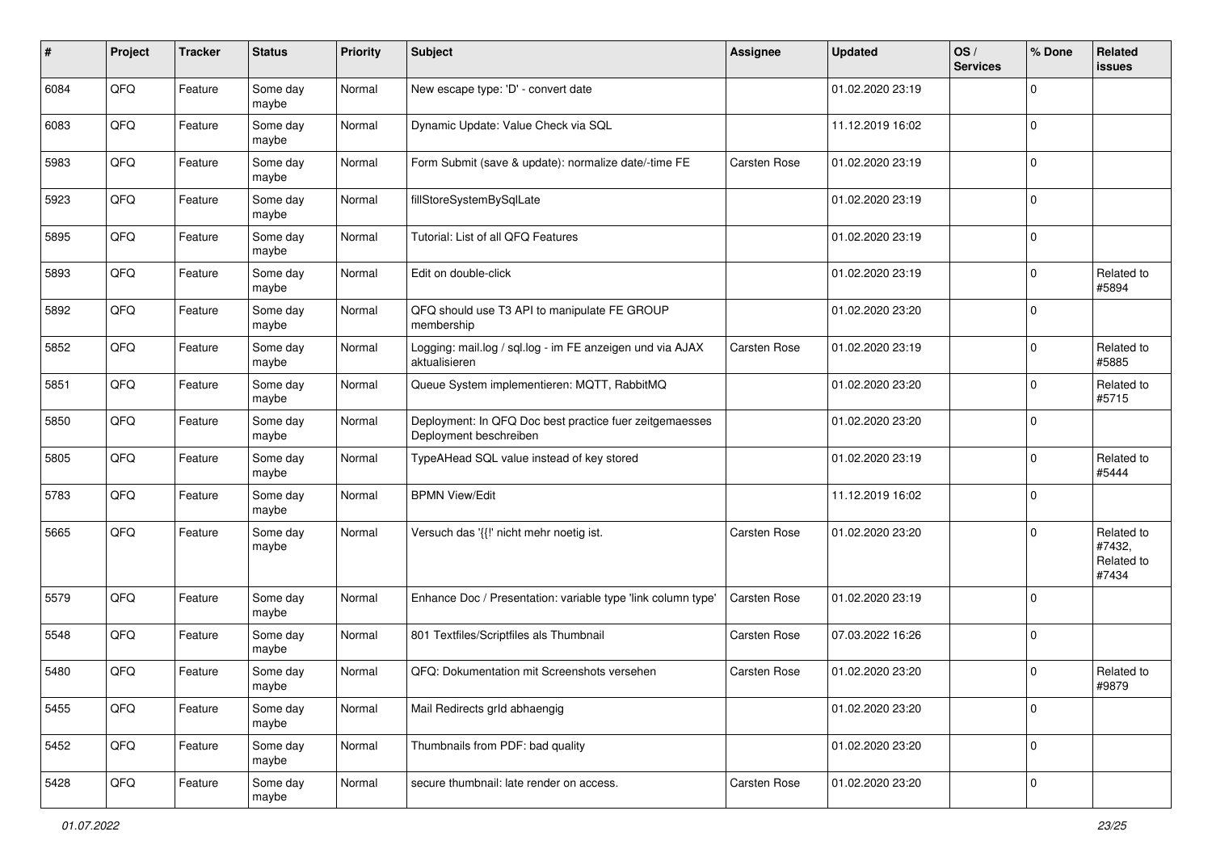| # | Project | Tracker | Status | Priority | Subject | Assignee | Updated | OS / Services | % Done | Related issues |
|---|---|---|---|---|---|---|---|---|---|---|
| 6084 | QFQ | Feature | Some day maybe | Normal | New escape type: 'D' - convert date | | 01.02.2020 23:19 | | 0 | |
| 6083 | QFQ | Feature | Some day maybe | Normal | Dynamic Update: Value Check via SQL | | 11.12.2019 16:02 | | 0 | |
| 5983 | QFQ | Feature | Some day maybe | Normal | Form Submit (save & update): normalize date/-time FE | Carsten Rose | 01.02.2020 23:19 | | 0 | |
| 5923 | QFQ | Feature | Some day maybe | Normal | fillStoreSystemBySqlLate | | 01.02.2020 23:19 | | 0 | |
| 5895 | QFQ | Feature | Some day maybe | Normal | Tutorial: List of all QFQ Features | | 01.02.2020 23:19 | | 0 | |
| 5893 | QFQ | Feature | Some day maybe | Normal | Edit on double-click | | 01.02.2020 23:19 | | 0 | Related to #5894 |
| 5892 | QFQ | Feature | Some day maybe | Normal | QFQ should use T3 API to manipulate FE GROUP membership | | 01.02.2020 23:20 | | 0 | |
| 5852 | QFQ | Feature | Some day maybe | Normal | Logging: mail.log / sql.log - im FE anzeigen und via AJAX aktualisieren | Carsten Rose | 01.02.2020 23:19 | | 0 | Related to #5885 |
| 5851 | QFQ | Feature | Some day maybe | Normal | Queue System implementieren: MQTT, RabbitMQ | | 01.02.2020 23:20 | | 0 | Related to #5715 |
| 5850 | QFQ | Feature | Some day maybe | Normal | Deployment: In QFQ Doc best practice fuer zeitgemaesses Deployment beschreiben | | 01.02.2020 23:20 | | 0 | |
| 5805 | QFQ | Feature | Some day maybe | Normal | TypeAHead SQL value instead of key stored | | 01.02.2020 23:19 | | 0 | Related to #5444 |
| 5783 | QFQ | Feature | Some day maybe | Normal | BPMN View/Edit | | 11.12.2019 16:02 | | 0 | |
| 5665 | QFQ | Feature | Some day maybe | Normal | Versuch das '{{!' nicht mehr noetig ist. | Carsten Rose | 01.02.2020 23:20 | | 0 | Related to #7432, Related to #7434 |
| 5579 | QFQ | Feature | Some day maybe | Normal | Enhance Doc / Presentation: variable type 'link column type' | Carsten Rose | 01.02.2020 23:19 | | 0 | |
| 5548 | QFQ | Feature | Some day maybe | Normal | 801 Textfiles/Scriptfiles als Thumbnail | Carsten Rose | 07.03.2022 16:26 | | 0 | |
| 5480 | QFQ | Feature | Some day maybe | Normal | QFQ: Dokumentation mit Screenshots versehen | Carsten Rose | 01.02.2020 23:20 | | 0 | Related to #9879 |
| 5455 | QFQ | Feature | Some day maybe | Normal | Mail Redirects grId abhaengig | | 01.02.2020 23:20 | | 0 | |
| 5452 | QFQ | Feature | Some day maybe | Normal | Thumbnails from PDF: bad quality | | 01.02.2020 23:20 | | 0 | |
| 5428 | QFQ | Feature | Some day maybe | Normal | secure thumbnail: late render on access. | Carsten Rose | 01.02.2020 23:20 | | 0 | |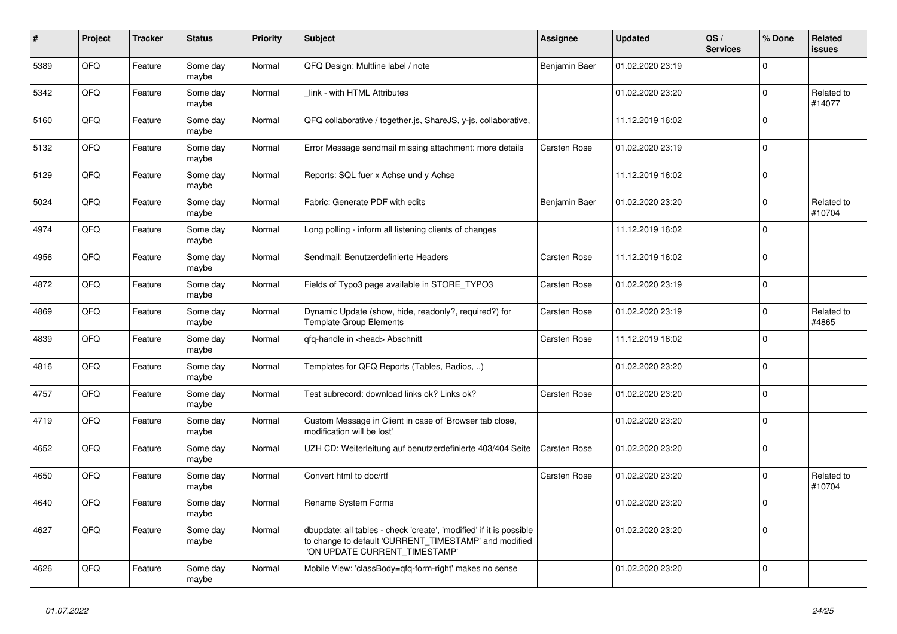| # | Project | Tracker | Status | Priority | Subject | Assignee | Updated | OS / Services | % Done | Related issues |
|---|---|---|---|---|---|---|---|---|---|---|
| 5389 | QFQ | Feature | Some day maybe | Normal | QFQ Design: Multline label / note | Benjamin Baer | 01.02.2020 23:19 | | 0 | |
| 5342 | QFQ | Feature | Some day maybe | Normal | _link - with HTML Attributes | | 01.02.2020 23:20 | | 0 | Related to #14077 |
| 5160 | QFQ | Feature | Some day maybe | Normal | QFQ collaborative / together.js, ShareJS, y-js, collaborative, | | 11.12.2019 16:02 | | 0 | |
| 5132 | QFQ | Feature | Some day maybe | Normal | Error Message sendmail missing attachment: more details | Carsten Rose | 01.02.2020 23:19 | | 0 | |
| 5129 | QFQ | Feature | Some day maybe | Normal | Reports: SQL fuer x Achse und y Achse | | 11.12.2019 16:02 | | 0 | |
| 5024 | QFQ | Feature | Some day maybe | Normal | Fabric: Generate PDF with edits | Benjamin Baer | 01.02.2020 23:20 | | 0 | Related to #10704 |
| 4974 | QFQ | Feature | Some day maybe | Normal | Long polling - inform all listening clients of changes | | 11.12.2019 16:02 | | 0 | |
| 4956 | QFQ | Feature | Some day maybe | Normal | Sendmail: Benutzerdefinierte Headers | Carsten Rose | 11.12.2019 16:02 | | 0 | |
| 4872 | QFQ | Feature | Some day maybe | Normal | Fields of Typo3 page available in STORE_TYPO3 | Carsten Rose | 01.02.2020 23:19 | | 0 | |
| 4869 | QFQ | Feature | Some day maybe | Normal | Dynamic Update (show, hide, readonly?, required?) for Template Group Elements | Carsten Rose | 01.02.2020 23:19 | | 0 | Related to #4865 |
| 4839 | QFQ | Feature | Some day maybe | Normal | qfq-handle in <head> Abschnitt | Carsten Rose | 11.12.2019 16:02 | | 0 | |
| 4816 | QFQ | Feature | Some day maybe | Normal | Templates for QFQ Reports (Tables, Radios, ..) | | 01.02.2020 23:20 | | 0 | |
| 4757 | QFQ | Feature | Some day maybe | Normal | Test subrecord: download links ok? Links ok? | Carsten Rose | 01.02.2020 23:20 | | 0 | |
| 4719 | QFQ | Feature | Some day maybe | Normal | Custom Message in Client in case of 'Browser tab close, modification will be lost' | | 01.02.2020 23:20 | | 0 | |
| 4652 | QFQ | Feature | Some day maybe | Normal | UZH CD: Weiterleitung auf benutzerdefinierte 403/404 Seite | Carsten Rose | 01.02.2020 23:20 | | 0 | |
| 4650 | QFQ | Feature | Some day maybe | Normal | Convert html to doc/rtf | Carsten Rose | 01.02.2020 23:20 | | 0 | Related to #10704 |
| 4640 | QFQ | Feature | Some day maybe | Normal | Rename System Forms | | 01.02.2020 23:20 | | 0 | |
| 4627 | QFQ | Feature | Some day maybe | Normal | dbupdate: all tables - check 'create', 'modified' if it is possible to change to default 'CURRENT_TIMESTAMP' and modified 'ON UPDATE CURRENT_TIMESTAMP' | | 01.02.2020 23:20 | | 0 | |
| 4626 | QFQ | Feature | Some day maybe | Normal | Mobile View: 'classBody=qfq-form-right' makes no sense | | 01.02.2020 23:20 | | 0 | |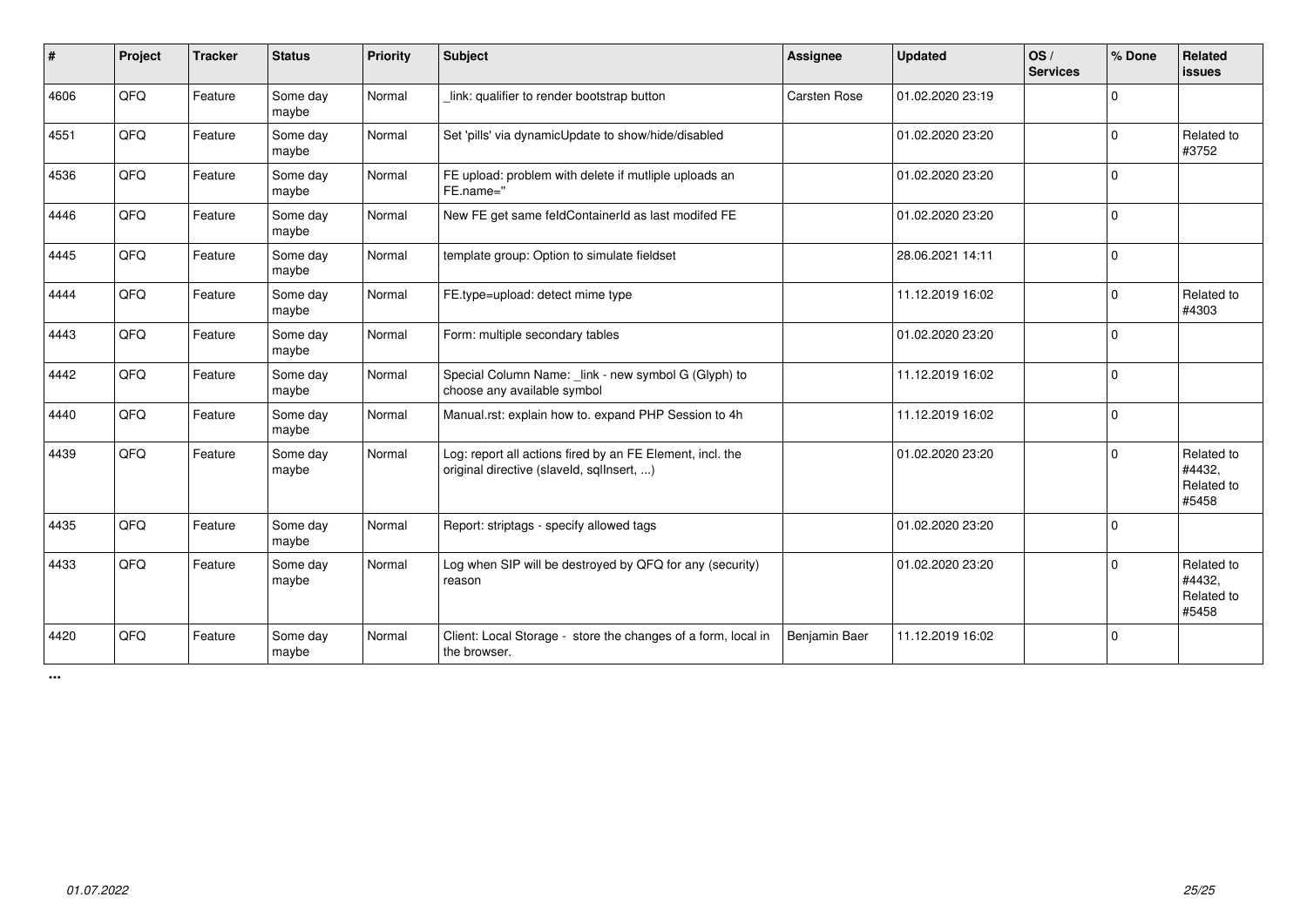| # | Project | Tracker | Status | Priority | Subject | Assignee | Updated | OS / Services | % Done | Related issues |
|---|---|---|---|---|---|---|---|---|---|---|
| 4606 | QFO | Feature | Some day maybe | Normal | _link: qualifier to render bootstrap button | Carsten Rose | 01.02.2020 23:19 | | 0 | |
| 4551 | QFO | Feature | Some day maybe | Normal | Set 'pills' via dynamicUpdate to show/hide/disabled | | 01.02.2020 23:20 | | 0 | Related to #3752 |
| 4536 | QFO | Feature | Some day maybe | Normal | FE upload: problem with delete if mutliple uploads an FE.name=" | | 01.02.2020 23:20 | | 0 | |
| 4446 | QFO | Feature | Some day maybe | Normal | New FE get same feldContainerId as last modifed FE | | 01.02.2020 23:20 | | 0 | |
| 4445 | QFO | Feature | Some day maybe | Normal | template group: Option to simulate fieldset | | 28.06.2021 14:11 | | 0 | |
| 4444 | QFO | Feature | Some day maybe | Normal | FE.type=upload: detect mime type | | 11.12.2019 16:02 | | 0 | Related to #4303 |
| 4443 | QFO | Feature | Some day maybe | Normal | Form: multiple secondary tables | | 01.02.2020 23:20 | | 0 | |
| 4442 | QFO | Feature | Some day maybe | Normal | Special Column Name: _link - new symbol G (Glyph) to choose any available symbol | | 11.12.2019 16:02 | | 0 | |
| 4440 | QFO | Feature | Some day maybe | Normal | Manual.rst: explain how to. expand PHP Session to 4h | | 11.12.2019 16:02 | | 0 | |
| 4439 | QFO | Feature | Some day maybe | Normal | Log: report all actions fired by an FE Element, incl. the original directive (slaveId, sqlInsert, ...) | | 01.02.2020 23:20 | | 0 | Related to #4432, Related to #5458 |
| 4435 | QFO | Feature | Some day maybe | Normal | Report: striptags - specify allowed tags | | 01.02.2020 23:20 | | 0 | |
| 4433 | QFO | Feature | Some day maybe | Normal | Log when SIP will be destroyed by QFQ for any (security) reason | | 01.02.2020 23:20 | | 0 | Related to #4432, Related to #5458 |
| 4420 | QFO | Feature | Some day maybe | Normal | Client: Local Storage - store the changes of a form, local in the browser. | Benjamin Baer | 11.12.2019 16:02 | | 0 | |

...